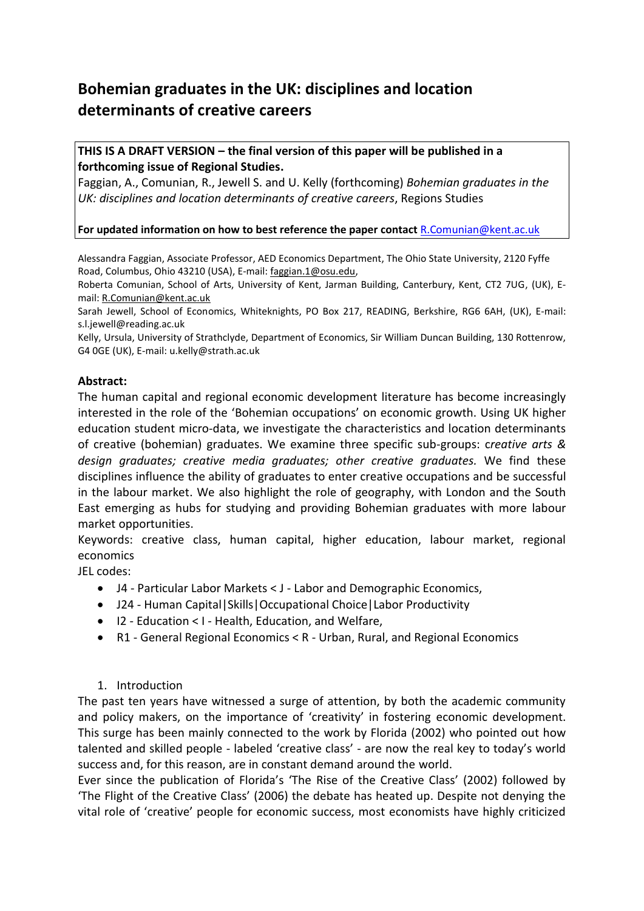# Bohemian graduates in the UK: disciplines and location determinants of creative careers

**THIS IS A DRAFT VERSION – the final version of this paper will be published in a forthcoming issue of Regional Studies.**

Faggian, A., Comunian, R., Jewell S. and U. Kelly (forthcoming) *Bohemian graduates in the UK: disciplines and location determinants of creative careers*, Regions Studies

**For updated information on how to best reference the paper contact** R.Comunian@kent.ac.uk

Alessandra Faggian, Associate Professor, AED Economics Department, The Ohio State University, 2120 Fyffe Road, Columbus, Ohio 43210 (USA), E-mail: faggian.1@osu.edu,

Roberta Comunian, School of Arts, University of Kent, Jarman Building, Canterbury, Kent, CT2 7UG, (UK), E-mail: R.Comunian@kent.ac.uk

Sarah Jewell, School of Economics, Whiteknights, PO Box 217, READING, Berkshire, RG6 6AH, (UK), E-mail: s.l.jewell@reading.ac.uk

Kelly, Ursula, University of Strathclyde, Department of Economics, Sir William Duncan Building, 130 Rottenrow, G4 0GE (UK), E-mail: u.kelly@strath.ac.uk

**Abstract:**

The human capital and regional economic development literature has become increasingly interested in the role of the 'Bohemian occupations' on economic growth. Using UK higher education student micro-data, we investigate the characteristics and location determinants of creative (bohemian) graduates. We examine three specific sub-groups: c*reative arts & design graduates; creative media graduates; other creative graduates.* We find these disciplines influence the ability of graduates to enter creative occupations and be successful in the labour market. We also highlight the role of geography, with London and the South East emerging as hubs for studying and providing Bohemian graduates with more labour market opportunities.

Keywords: creative class, human capital, higher education, labour market, regional economics

JEL codes:

- J4 - Particular Labor Markets < J - Labor and Demographic Economics,
- J24 - Human Capital|Skills|Occupational Choice|Labor Productivity
- I2 - Education < I - Health, Education, and Welfare,
- R1 - General Regional Economics < R - Urban, Rural, and Regional Economics

## 1. Introduction

The past ten years have witnessed a surge of attention, by both the academic community and policy makers, on the importance of 'creativity' in fostering economic development. This surge has been mainly connected to the work by Florida (2002) who pointed out how talented and skilled people - labeled 'creative class' - are now the real key to today's world success and, for this reason, are in constant demand around the world.

Ever since the publication of Florida's 'The Rise of the Creative Class' (2002) followed by 'The Flight of the Creative Class' (2006) the debate has heated up. Despite not denying the vital role of 'creative' people for economic success, most economists have highly criticized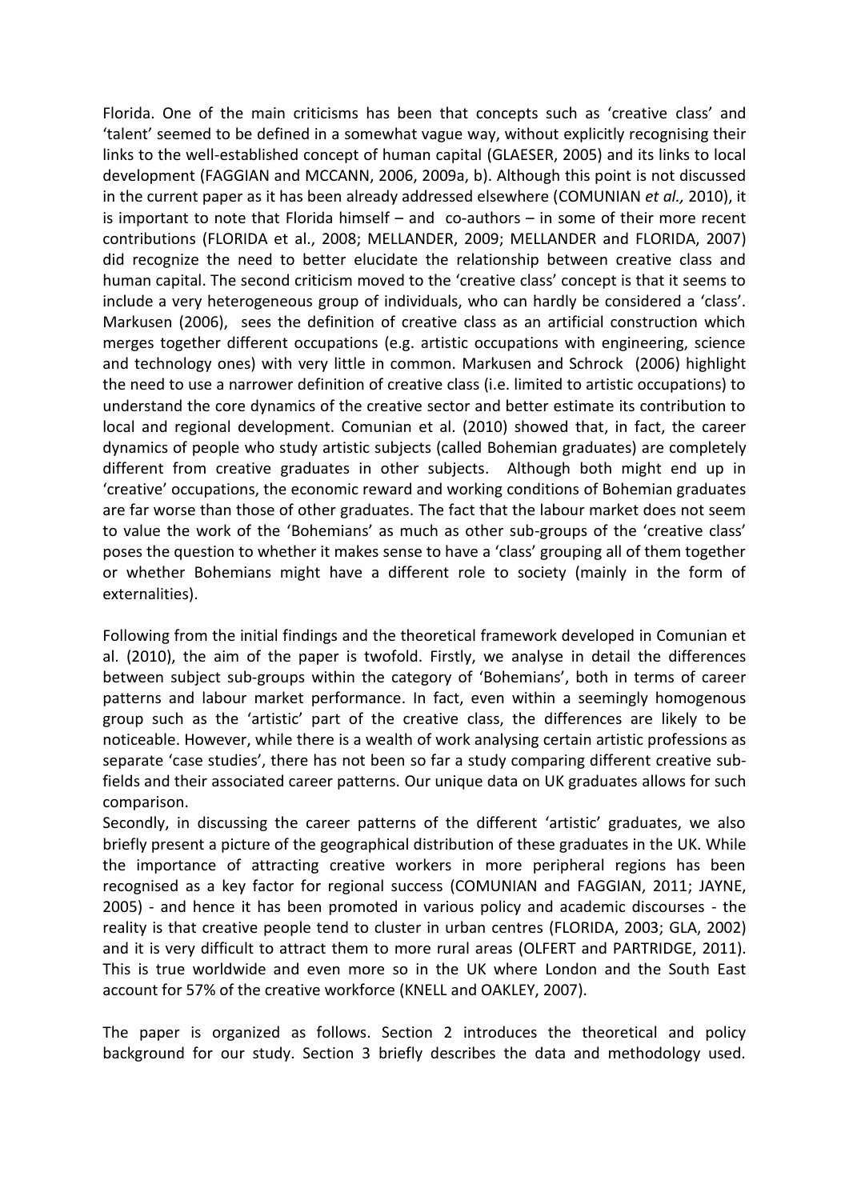Florida. One of the main criticisms has been that concepts such as 'creative class' and 'talent' seemed to be defined in a somewhat vague way, without explicitly recognising their links to the well-established concept of human capital (GLAESER, 2005) and its links to local development (FAGGIAN and MCCANN, 2006, 2009a, b). Although this point is not discussed in the current paper as it has been already addressed elsewhere (COMUNIAN *et al.,* 2010), it is important to note that Florida himself – and co-authors – in some of their more recent contributions (FLORIDA et al., 2008; MELLANDER, 2009; MELLANDER and FLORIDA, 2007) did recognize the need to better elucidate the relationship between creative class and human capital. The second criticism moved to the 'creative class' concept is that it seems to include a very heterogeneous group of individuals, who can hardly be considered a 'class'. Markusen (2006), sees the definition of creative class as an artificial construction which merges together different occupations (e.g. artistic occupations with engineering, science and technology ones) with very little in common. Markusen and Schrock (2006) highlight the need to use a narrower definition of creative class (i.e. limited to artistic occupations) to understand the core dynamics of the creative sector and better estimate its contribution to local and regional development. Comunian et al. (2010) showed that, in fact, the career dynamics of people who study artistic subjects (called Bohemian graduates) are completely different from creative graduates in other subjects. Although both might end up in 'creative' occupations, the economic reward and working conditions of Bohemian graduates are far worse than those of other graduates. The fact that the labour market does not seem to value the work of the 'Bohemians' as much as other sub-groups of the 'creative class' poses the question to whether it makes sense to have a 'class' grouping all of them together or whether Bohemians might have a different role to society (mainly in the form of externalities).

Following from the initial findings and the theoretical framework developed in Comunian et al. (2010), the aim of the paper is twofold. Firstly, we analyse in detail the differences between subject sub-groups within the category of 'Bohemians', both in terms of career patterns and labour market performance. In fact, even within a seemingly homogenous group such as the 'artistic' part of the creative class, the differences are likely to be noticeable. However, while there is a wealth of work analysing certain artistic professions as separate 'case studies', there has not been so far a study comparing different creative sub-fields and their associated career patterns. Our unique data on UK graduates allows for such comparison.

Secondly, in discussing the career patterns of the different 'artistic' graduates, we also briefly present a picture of the geographical distribution of these graduates in the UK. While the importance of attracting creative workers in more peripheral regions has been recognised as a key factor for regional success (COMUNIAN and FAGGIAN, 2011; JAYNE, 2005) - and hence it has been promoted in various policy and academic discourses - the reality is that creative people tend to cluster in urban centres (FLORIDA, 2003; GLA, 2002) and it is very difficult to attract them to more rural areas (OLFERT and PARTRIDGE, 2011). This is true worldwide and even more so in the UK where London and the South East account for 57% of the creative workforce (KNELL and OAKLEY, 2007).

The paper is organized as follows. Section 2 introduces the theoretical and policy background for our study. Section 3 briefly describes the data and methodology used.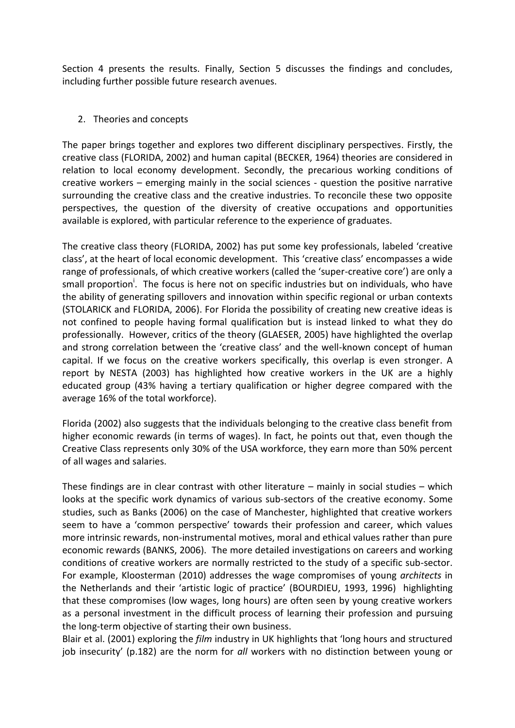Section 4 presents the results. Finally, Section 5 discusses the findings and concludes, including further possible future research avenues.

## 2. Theories and concepts

The paper brings together and explores two different disciplinary perspectives. Firstly, the creative class (FLORIDA, 2002) and human capital (BECKER, 1964) theories are considered in relation to local economy development. Secondly, the precarious working conditions of creative workers – emerging mainly in the social sciences - question the positive narrative surrounding the creative class and the creative industries. To reconcile these two opposite perspectives, the question of the diversity of creative occupations and opportunities available is explored, with particular reference to the experience of graduates.

The creative class theory (FLORIDA, 2002) has put some key professionals, labeled 'creative class', at the heart of local economic development. This 'creative class' encompasses a wide range of professionals, of which creative workers (called the 'super-creative core') are only a small proportion[i]. The focus is here not on specific industries but on individuals, who have the ability of generating spillovers and innovation within specific regional or urban contexts (STOLARICK and FLORIDA, 2006). For Florida the possibility of creating new creative ideas is not confined to people having formal qualification but is instead linked to what they do professionally. However, critics of the theory (GLAESER, 2005) have highlighted the overlap and strong correlation between the 'creative class' and the well-known concept of human capital. If we focus on the creative workers specifically, this overlap is even stronger. A report by NESTA (2003) has highlighted how creative workers in the UK are a highly educated group (43% having a tertiary qualification or higher degree compared with the average 16% of the total workforce).

Florida (2002) also suggests that the individuals belonging to the creative class benefit from higher economic rewards (in terms of wages). In fact, he points out that, even though the Creative Class represents only 30% of the USA workforce, they earn more than 50% percent of all wages and salaries.

These findings are in clear contrast with other literature – mainly in social studies – which looks at the specific work dynamics of various sub-sectors of the creative economy. Some studies, such as Banks (2006) on the case of Manchester, highlighted that creative workers seem to have a 'common perspective' towards their profession and career, which values more intrinsic rewards, non-instrumental motives, moral and ethical values rather than pure economic rewards (BANKS, 2006). The more detailed investigations on careers and working conditions of creative workers are normally restricted to the study of a specific sub-sector. For example, Kloosterman (2010) addresses the wage compromises of young *architects* in the Netherlands and their 'artistic logic of practice' (BOURDIEU, 1993, 1996) highlighting that these compromises (low wages, long hours) are often seen by young creative workers as a personal investment in the difficult process of learning their profession and pursuing the long-term objective of starting their own business.

Blair et al. (2001) exploring the *film* industry in UK highlights that 'long hours and structured job insecurity' (p.182) are the norm for *all* workers with no distinction between young or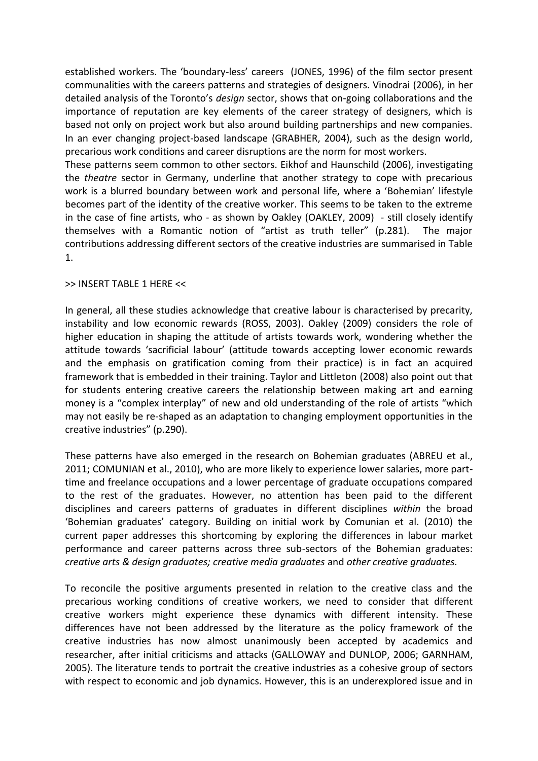established workers. The 'boundary-less' careers (JONES, 1996) of the film sector present communalities with the careers patterns and strategies of designers. Vinodrai (2006), in her detailed analysis of the Toronto's *design* sector, shows that on-going collaborations and the importance of reputation are key elements of the career strategy of designers, which is based not only on project work but also around building partnerships and new companies. In an ever changing project-based landscape (GRABHER, 2004), such as the design world, precarious work conditions and career disruptions are the norm for most workers.
These patterns seem common to other sectors. Eikhof and Haunschild (2006), investigating the *theatre* sector in Germany, underline that another strategy to cope with precarious work is a blurred boundary between work and personal life, where a 'Bohemian' lifestyle becomes part of the identity of the creative worker. This seems to be taken to the extreme in the case of fine artists, who - as shown by Oakley (OAKLEY, 2009) - still closely identify themselves with a Romantic notion of "artist as truth teller" (p.281). The major contributions addressing different sectors of the creative industries are summarised in Table 1.

>> INSERT TABLE 1 HERE <<

In general, all these studies acknowledge that creative labour is characterised by precarity, instability and low economic rewards (ROSS, 2003). Oakley (2009) considers the role of higher education in shaping the attitude of artists towards work, wondering whether the attitude towards 'sacrificial labour' (attitude towards accepting lower economic rewards and the emphasis on gratification coming from their practice) is in fact an acquired framework that is embedded in their training. Taylor and Littleton (2008) also point out that for students entering creative careers the relationship between making art and earning money is a "complex interplay" of new and old understanding of the role of artists "which may not easily be re-shaped as an adaptation to changing employment opportunities in the creative industries" (p.290).

These patterns have also emerged in the research on Bohemian graduates (ABREU et al., 2011; COMUNIAN et al., 2010), who are more likely to experience lower salaries, more part-time and freelance occupations and a lower percentage of graduate occupations compared to the rest of the graduates. However, no attention has been paid to the different disciplines and careers patterns of graduates in different disciplines *within* the broad 'Bohemian graduates' category. Building on initial work by Comunian et al. (2010) the current paper addresses this shortcoming by exploring the differences in labour market performance and career patterns across three sub-sectors of the Bohemian graduates: *creative arts & design graduates; creative media graduates* and *other creative graduates.*

To reconcile the positive arguments presented in relation to the creative class and the precarious working conditions of creative workers, we need to consider that different creative workers might experience these dynamics with different intensity. These differences have not been addressed by the literature as the policy framework of the creative industries has now almost unanimously been accepted by academics and researcher, after initial criticisms and attacks (GALLOWAY and DUNLOP, 2006; GARNHAM, 2005). The literature tends to portrait the creative industries as a cohesive group of sectors with respect to economic and job dynamics. However, this is an underexplored issue and in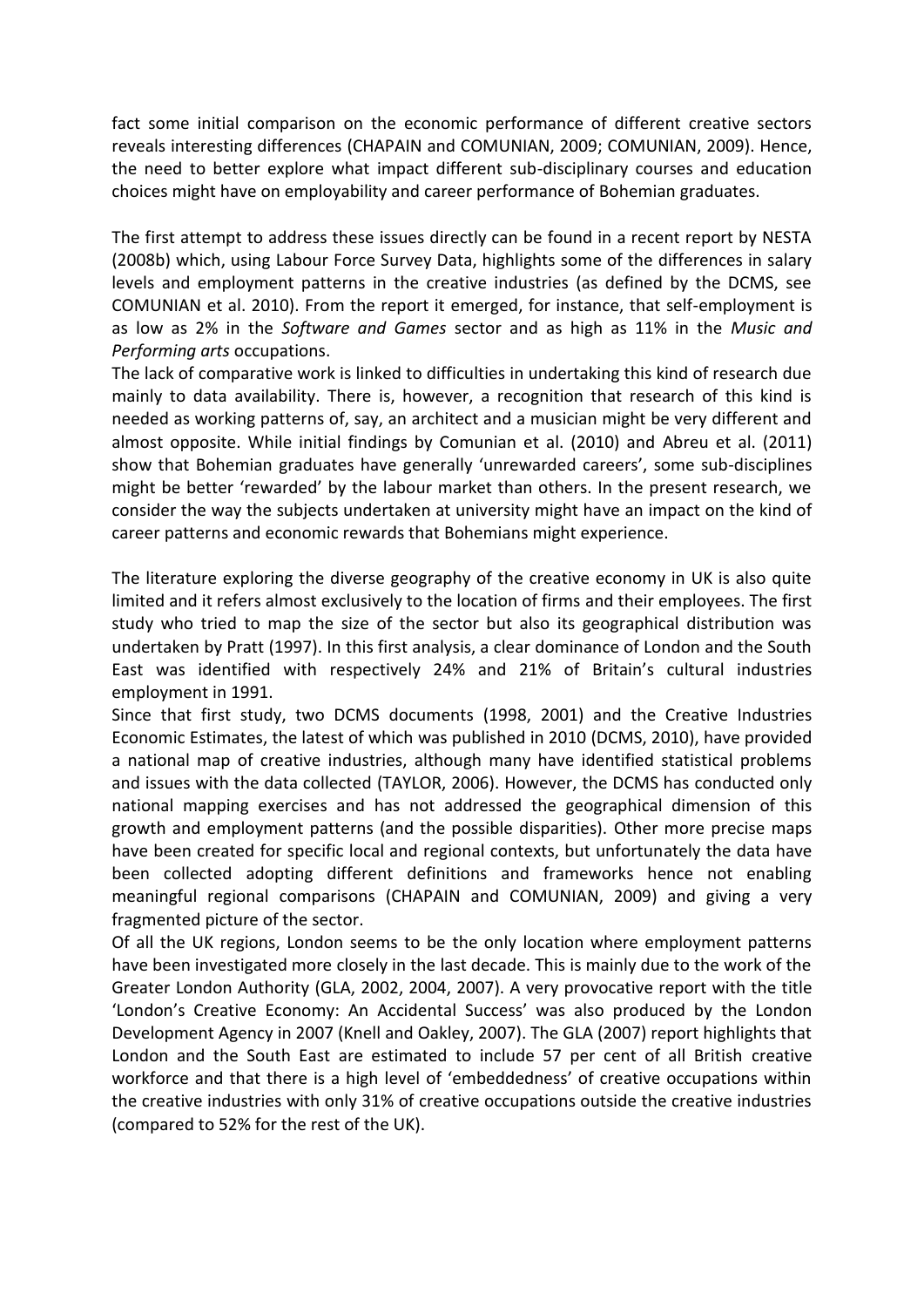fact some initial comparison on the economic performance of different creative sectors reveals interesting differences (CHAPAIN and COMUNIAN, 2009; COMUNIAN, 2009). Hence, the need to better explore what impact different sub-disciplinary courses and education choices might have on employability and career performance of Bohemian graduates.

The first attempt to address these issues directly can be found in a recent report by NESTA (2008b) which, using Labour Force Survey Data, highlights some of the differences in salary levels and employment patterns in the creative industries (as defined by the DCMS, see COMUNIAN et al. 2010). From the report it emerged, for instance, that self-employment is as low as 2% in the *Software and Games* sector and as high as 11% in the *Music and Performing arts* occupations.

The lack of comparative work is linked to difficulties in undertaking this kind of research due mainly to data availability. There is, however, a recognition that research of this kind is needed as working patterns of, say, an architect and a musician might be very different and almost opposite. While initial findings by Comunian et al. (2010) and Abreu et al. (2011) show that Bohemian graduates have generally 'unrewarded careers', some sub-disciplines might be better 'rewarded' by the labour market than others. In the present research, we consider the way the subjects undertaken at university might have an impact on the kind of career patterns and economic rewards that Bohemians might experience.

The literature exploring the diverse geography of the creative economy in UK is also quite limited and it refers almost exclusively to the location of firms and their employees. The first study who tried to map the size of the sector but also its geographical distribution was undertaken by Pratt (1997). In this first analysis, a clear dominance of London and the South East was identified with respectively 24% and 21% of Britain's cultural industries employment in 1991.

Since that first study, two DCMS documents (1998, 2001) and the Creative Industries Economic Estimates, the latest of which was published in 2010 (DCMS, 2010), have provided a national map of creative industries, although many have identified statistical problems and issues with the data collected (TAYLOR, 2006). However, the DCMS has conducted only national mapping exercises and has not addressed the geographical dimension of this growth and employment patterns (and the possible disparities). Other more precise maps have been created for specific local and regional contexts, but unfortunately the data have been collected adopting different definitions and frameworks hence not enabling meaningful regional comparisons (CHAPAIN and COMUNIAN, 2009) and giving a very fragmented picture of the sector.

Of all the UK regions, London seems to be the only location where employment patterns have been investigated more closely in the last decade. This is mainly due to the work of the Greater London Authority (GLA, 2002, 2004, 2007). A very provocative report with the title 'London's Creative Economy: An Accidental Success' was also produced by the London Development Agency in 2007 (Knell and Oakley, 2007). The GLA (2007) report highlights that London and the South East are estimated to include 57 per cent of all British creative workforce and that there is a high level of 'embeddedness' of creative occupations within the creative industries with only 31% of creative occupations outside the creative industries (compared to 52% for the rest of the UK).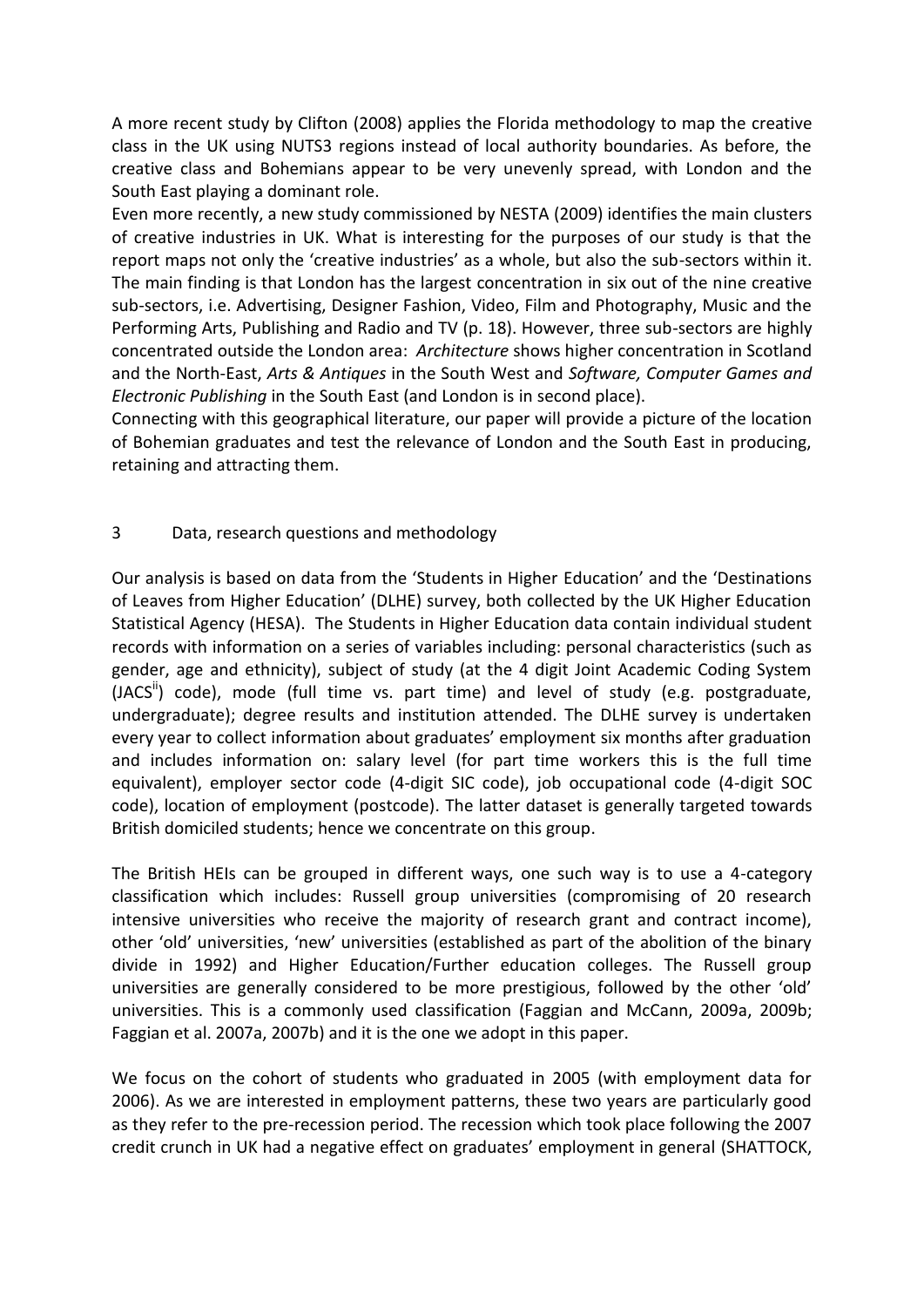A more recent study by Clifton (2008) applies the Florida methodology to map the creative class in the UK using NUTS3 regions instead of local authority boundaries. As before, the creative class and Bohemians appear to be very unevenly spread, with London and the South East playing a dominant role.

Even more recently, a new study commissioned by NESTA (2009) identifies the main clusters of creative industries in UK. What is interesting for the purposes of our study is that the report maps not only the 'creative industries' as a whole, but also the sub-sectors within it. The main finding is that London has the largest concentration in six out of the nine creative sub-sectors, i.e. Advertising, Designer Fashion, Video, Film and Photography, Music and the Performing Arts, Publishing and Radio and TV (p. 18). However, three sub-sectors are highly concentrated outside the London area: *Architecture* shows higher concentration in Scotland and the North-East, *Arts & Antiques* in the South West and *Software, Computer Games and Electronic Publishing* in the South East (and London is in second place).

Connecting with this geographical literature, our paper will provide a picture of the location of Bohemian graduates and test the relevance of London and the South East in producing, retaining and attracting them.

## 3 Data, research questions and methodology

Our analysis is based on data from the 'Students in Higher Education' and the 'Destinations of Leaves from Higher Education' (DLHE) survey, both collected by the UK Higher Education Statistical Agency (HESA). The Students in Higher Education data contain individual student records with information on a series of variables including: personal characteristics (such as gender, age and ethnicity), subject of study (at the 4 digit Joint Academic Coding System (JACS[ii]) code), mode (full time vs. part time) and level of study (e.g. postgraduate, undergraduate); degree results and institution attended. The DLHE survey is undertaken every year to collect information about graduates' employment six months after graduation and includes information on: salary level (for part time workers this is the full time equivalent), employer sector code (4-digit SIC code), job occupational code (4-digit SOC code), location of employment (postcode). The latter dataset is generally targeted towards British domiciled students; hence we concentrate on this group.

The British HEIs can be grouped in different ways, one such way is to use a 4-category classification which includes: Russell group universities (compromising of 20 research intensive universities who receive the majority of research grant and contract income), other 'old' universities, 'new' universities (established as part of the abolition of the binary divide in 1992) and Higher Education/Further education colleges. The Russell group universities are generally considered to be more prestigious, followed by the other 'old' universities. This is a commonly used classification (Faggian and McCann, 2009a, 2009b; Faggian et al. 2007a, 2007b) and it is the one we adopt in this paper.

We focus on the cohort of students who graduated in 2005 (with employment data for 2006). As we are interested in employment patterns, these two years are particularly good as they refer to the pre-recession period. The recession which took place following the 2007 credit crunch in UK had a negative effect on graduates' employment in general (SHATTOCK,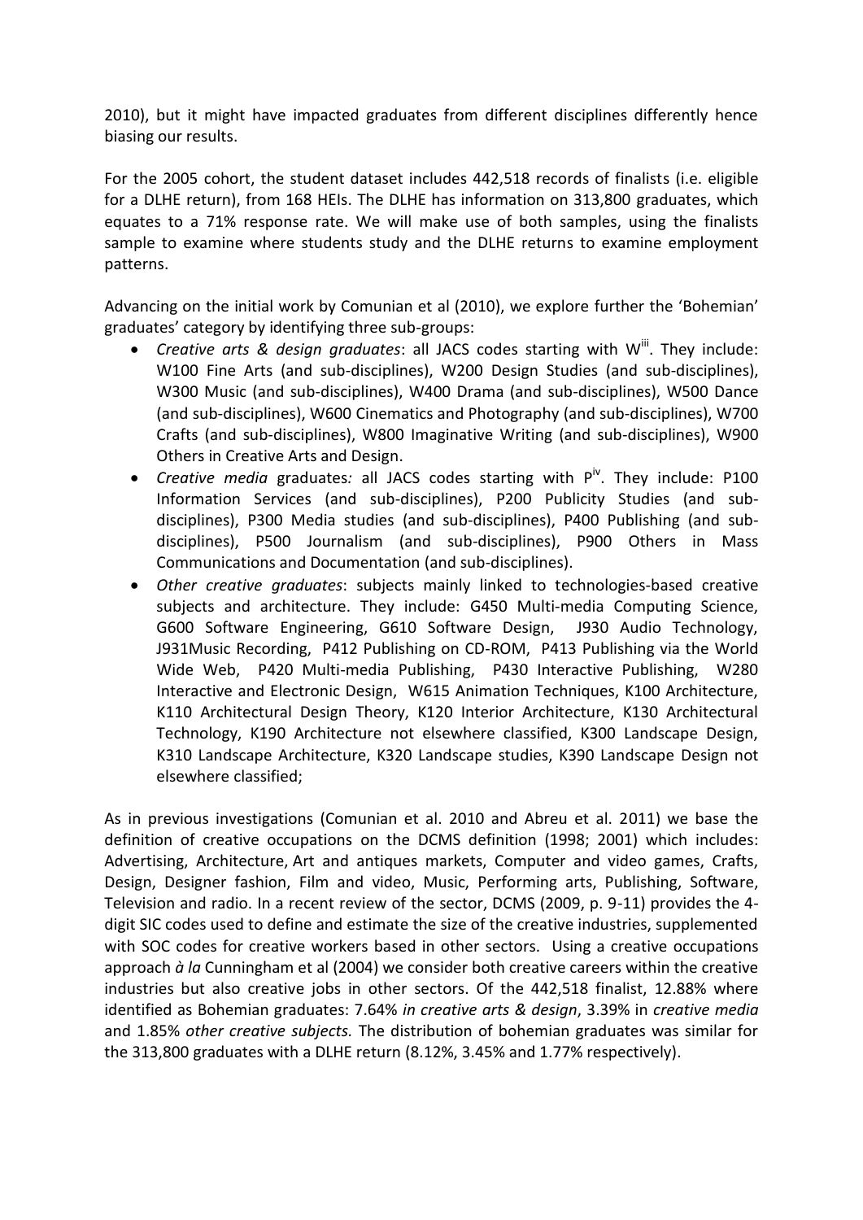2010), but it might have impacted graduates from different disciplines differently hence biasing our results.

For the 2005 cohort, the student dataset includes 442,518 records of finalists (i.e. eligible for a DLHE return), from 168 HEIs. The DLHE has information on 313,800 graduates, which equates to a 71% response rate. We will make use of both samples, using the finalists sample to examine where students study and the DLHE returns to examine employment patterns.

Advancing on the initial work by Comunian et al (2010), we explore further the 'Bohemian' graduates' category by identifying three sub-groups:

- *Creative arts & design graduates*: all JACS codes starting with W[iii]. They include: W100 Fine Arts (and sub-disciplines), W200 Design Studies (and sub-disciplines), W300 Music (and sub-disciplines), W400 Drama (and sub-disciplines), W500 Dance (and sub-disciplines), W600 Cinematics and Photography (and sub-disciplines), W700 Crafts (and sub-disciplines), W800 Imaginative Writing (and sub-disciplines), W900 Others in Creative Arts and Design.
- *Creative media* graduates*:* all JACS codes starting with P[iv]. They include: P100 Information Services (and sub-disciplines), P200 Publicity Studies (and sub-disciplines), P300 Media studies (and sub-disciplines), P400 Publishing (and sub-disciplines), P500 Journalism (and sub-disciplines), P900 Others in Mass Communications and Documentation (and sub-disciplines).
- *Other creative graduates*: subjects mainly linked to technologies-based creative subjects and architecture. They include: G450 Multi-media Computing Science, G600 Software Engineering, G610 Software Design, J930 Audio Technology, J931Music Recording, P412 Publishing on CD-ROM, P413 Publishing via the World Wide Web, P420 Multi-media Publishing, P430 Interactive Publishing, W280 Interactive and Electronic Design, W615 Animation Techniques, K100 Architecture, K110 Architectural Design Theory, K120 Interior Architecture, K130 Architectural Technology, K190 Architecture not elsewhere classified, K300 Landscape Design, K310 Landscape Architecture, K320 Landscape studies, K390 Landscape Design not elsewhere classified;

As in previous investigations (Comunian et al. 2010 and Abreu et al. 2011) we base the definition of creative occupations on the DCMS definition (1998; 2001) which includes: Advertising, Architecture, Art and antiques markets, Computer and video games, Crafts, Design, Designer fashion, Film and video, Music, Performing arts, Publishing, Software, Television and radio. In a recent review of the sector, DCMS (2009, p. 9-11) provides the 4-digit SIC codes used to define and estimate the size of the creative industries, supplemented with SOC codes for creative workers based in other sectors. Using a creative occupations approach *à la* Cunningham et al (2004) we consider both creative careers within the creative industries but also creative jobs in other sectors. Of the 442,518 finalist, 12.88% where identified as Bohemian graduates: 7.64% *in creative arts & design*, 3.39% in *creative media* and 1.85% *other creative subjects.* The distribution of bohemian graduates was similar for the 313,800 graduates with a DLHE return (8.12%, 3.45% and 1.77% respectively).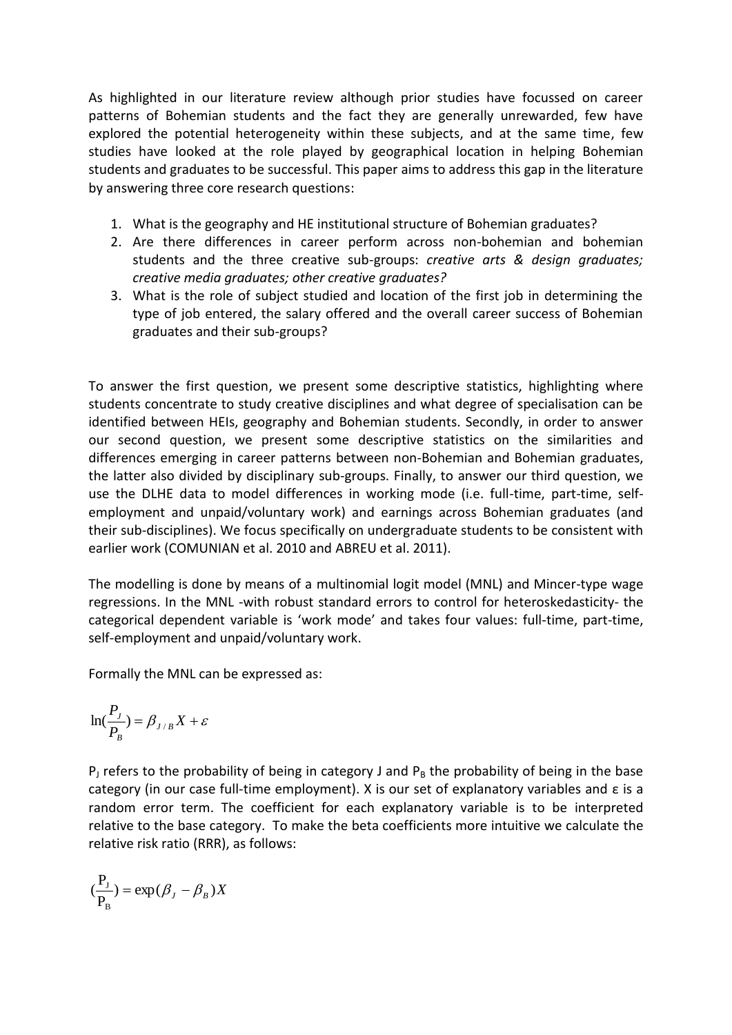As highlighted in our literature review although prior studies have focussed on career patterns of Bohemian students and the fact they are generally unrewarded, few have explored the potential heterogeneity within these subjects, and at the same time, few studies have looked at the role played by geographical location in helping Bohemian students and graduates to be successful. This paper aims to address this gap in the literature by answering three core research questions:

1. What is the geography and HE institutional structure of Bohemian graduates?
2. Are there differences in career perform across non-bohemian and bohemian students and the three creative sub-groups: *creative arts & design graduates; creative media graduates; other creative graduates?*
3. What is the role of subject studied and location of the first job in determining the type of job entered, the salary offered and the overall career success of Bohemian graduates and their sub-groups?

To answer the first question, we present some descriptive statistics, highlighting where students concentrate to study creative disciplines and what degree of specialisation can be identified between HEIs, geography and Bohemian students. Secondly, in order to answer our second question, we present some descriptive statistics on the similarities and differences emerging in career patterns between non-Bohemian and Bohemian graduates, the latter also divided by disciplinary sub-groups. Finally, to answer our third question, we use the DLHE data to model differences in working mode (i.e. full-time, part-time, self-employment and unpaid/voluntary work) and earnings across Bohemian graduates (and their sub-disciplines). We focus specifically on undergraduate students to be consistent with earlier work (COMUNIAN et al. 2010 and ABREU et al. 2011).

The modelling is done by means of a multinomial logit model (MNL) and Mincer-type wage regressions. In the MNL -with robust standard errors to control for heteroskedasticity- the categorical dependent variable is 'work mode' and takes four values: full-time, part-time, self-employment and unpaid/voluntary work.

Formally the MNL can be expressed as:

$$\ln\left(\frac{P_J}{P_B}\right) = \beta_{J/B} X + \varepsilon$$

$P_J$ refers to the probability of being in category J and $P_B$ the probability of being in the base category (in our case full-time employment). X is our set of explanatory variables and ε is a random error term. The coefficient for each explanatory variable is to be interpreted relative to the base category. To make the beta coefficients more intuitive we calculate the relative risk ratio (RRR), as follows:

$$\left(\frac{P_J}{P_B}\right) = \exp(\beta_J - \beta_B)X$$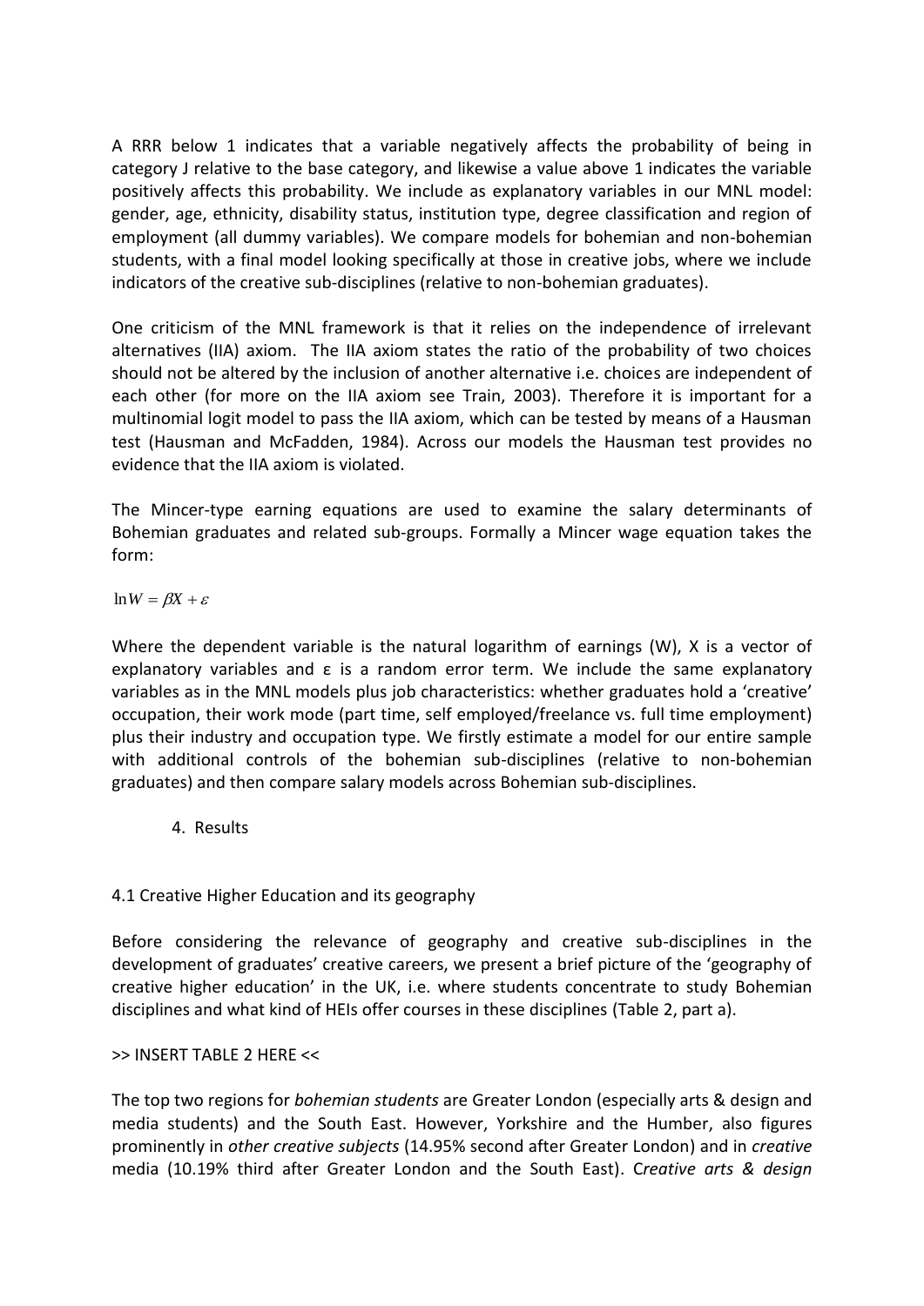A RRR below 1 indicates that a variable negatively affects the probability of being in category J relative to the base category, and likewise a value above 1 indicates the variable positively affects this probability. We include as explanatory variables in our MNL model: gender, age, ethnicity, disability status, institution type, degree classification and region of employment (all dummy variables). We compare models for bohemian and non-bohemian students, with a final model looking specifically at those in creative jobs, where we include indicators of the creative sub-disciplines (relative to non-bohemian graduates).

One criticism of the MNL framework is that it relies on the independence of irrelevant alternatives (IIA) axiom. The IIA axiom states the ratio of the probability of two choices should not be altered by the inclusion of another alternative i.e. choices are independent of each other (for more on the IIA axiom see Train, 2003). Therefore it is important for a multinomial logit model to pass the IIA axiom, which can be tested by means of a Hausman test (Hausman and McFadden, 1984). Across our models the Hausman test provides no evidence that the IIA axiom is violated.

The Mincer-type earning equations are used to examine the salary determinants of Bohemian graduates and related sub-groups. Formally a Mincer wage equation takes the form:

$$\ln W = \beta X + \varepsilon$$

Where the dependent variable is the natural logarithm of earnings (W), X is a vector of explanatory variables and ε is a random error term. We include the same explanatory variables as in the MNL models plus job characteristics: whether graduates hold a 'creative' occupation, their work mode (part time, self employed/freelance vs. full time employment) plus their industry and occupation type. We firstly estimate a model for our entire sample with additional controls of the bohemian sub-disciplines (relative to non-bohemian graduates) and then compare salary models across Bohemian sub-disciplines.

# 4. Results

## 4.1 Creative Higher Education and its geography

Before considering the relevance of geography and creative sub-disciplines in the development of graduates' creative careers, we present a brief picture of the 'geography of creative higher education' in the UK, i.e. where students concentrate to study Bohemian disciplines and what kind of HEIs offer courses in these disciplines (Table 2, part a).

>> INSERT TABLE 2 HERE <<

The top two regions for *bohemian students* are Greater London (especially arts & design and media students) and the South East. However, Yorkshire and the Humber, also figures prominently in *other creative subjects* (14.95% second after Greater London) and in *creative* media (10.19% third after Greater London and the South East). C*reative arts & design*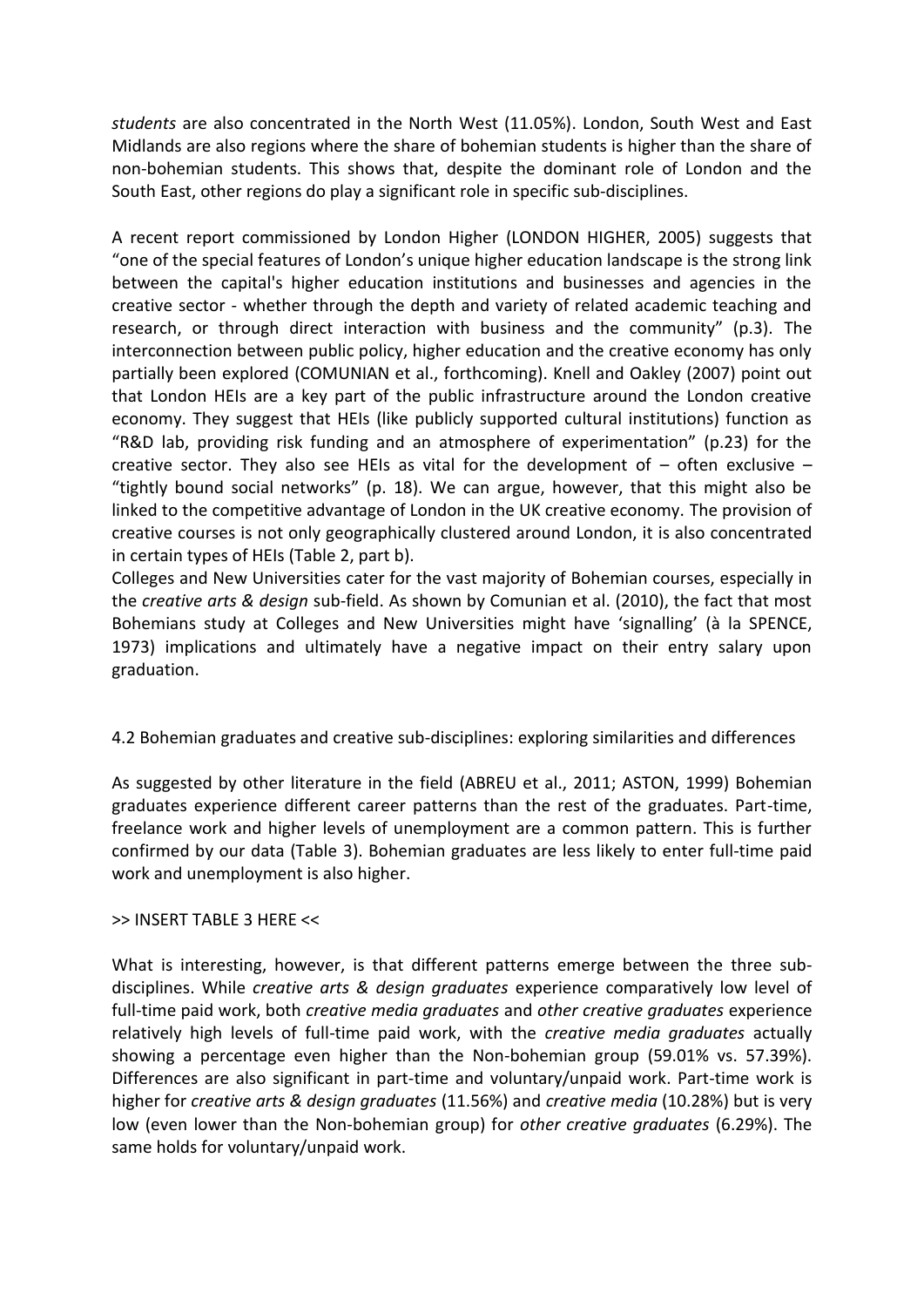*students* are also concentrated in the North West (11.05%). London, South West and East Midlands are also regions where the share of bohemian students is higher than the share of non-bohemian students. This shows that, despite the dominant role of London and the South East, other regions do play a significant role in specific sub-disciplines.

A recent report commissioned by London Higher (LONDON HIGHER, 2005) suggests that "one of the special features of London's unique higher education landscape is the strong link between the capital's higher education institutions and businesses and agencies in the creative sector - whether through the depth and variety of related academic teaching and research, or through direct interaction with business and the community" (p.3). The interconnection between public policy, higher education and the creative economy has only partially been explored (COMUNIAN et al., forthcoming). Knell and Oakley (2007) point out that London HEIs are a key part of the public infrastructure around the London creative economy. They suggest that HEIs (like publicly supported cultural institutions) function as "R&D lab, providing risk funding and an atmosphere of experimentation" (p.23) for the creative sector. They also see HEIs as vital for the development of – often exclusive – "tightly bound social networks" (p. 18). We can argue, however, that this might also be linked to the competitive advantage of London in the UK creative economy. The provision of creative courses is not only geographically clustered around London, it is also concentrated in certain types of HEIs (Table 2, part b).
Colleges and New Universities cater for the vast majority of Bohemian courses, especially in the *creative arts & design* sub-field. As shown by Comunian et al. (2010), the fact that most Bohemians study at Colleges and New Universities might have 'signalling' (à la SPENCE, 1973) implications and ultimately have a negative impact on their entry salary upon graduation.

### 4.2 Bohemian graduates and creative sub-disciplines: exploring similarities and differences

As suggested by other literature in the field (ABREU et al., 2011; ASTON, 1999) Bohemian graduates experience different career patterns than the rest of the graduates. Part-time, freelance work and higher levels of unemployment are a common pattern. This is further confirmed by our data (Table 3). Bohemian graduates are less likely to enter full-time paid work and unemployment is also higher.

>> INSERT TABLE 3 HERE <<

What is interesting, however, is that different patterns emerge between the three sub-disciplines. While *creative arts & design graduates* experience comparatively low level of full-time paid work, both *creative media graduates* and *other creative graduates* experience relatively high levels of full-time paid work, with the *creative media graduates* actually showing a percentage even higher than the Non-bohemian group (59.01% vs. 57.39%). Differences are also significant in part-time and voluntary/unpaid work. Part-time work is higher for *creative arts & design graduates* (11.56%) and *creative media* (10.28%) but is very low (even lower than the Non-bohemian group) for *other creative graduates* (6.29%). The same holds for voluntary/unpaid work.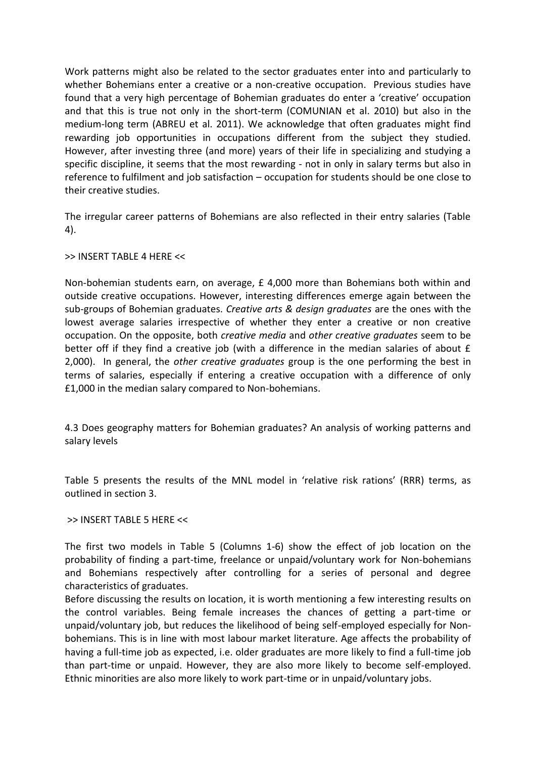Work patterns might also be related to the sector graduates enter into and particularly to whether Bohemians enter a creative or a non-creative occupation. Previous studies have found that a very high percentage of Bohemian graduates do enter a 'creative' occupation and that this is true not only in the short-term (COMUNIAN et al. 2010) but also in the medium-long term (ABREU et al. 2011). We acknowledge that often graduates might find rewarding job opportunities in occupations different from the subject they studied. However, after investing three (and more) years of their life in specializing and studying a specific discipline, it seems that the most rewarding - not in only in salary terms but also in reference to fulfilment and job satisfaction – occupation for students should be one close to their creative studies.

The irregular career patterns of Bohemians are also reflected in their entry salaries (Table 4).

>> INSERT TABLE 4 HERE <<

Non-bohemian students earn, on average, £ 4,000 more than Bohemians both within and outside creative occupations. However, interesting differences emerge again between the sub-groups of Bohemian graduates. *Creative arts & design graduates* are the ones with the lowest average salaries irrespective of whether they enter a creative or non creative occupation. On the opposite, both *creative media* and *other creative graduates* seem to be better off if they find a creative job (with a difference in the median salaries of about £ 2,000). In general, the *other creative graduates* group is the one performing the best in terms of salaries, especially if entering a creative occupation with a difference of only £1,000 in the median salary compared to Non-bohemians.

## 4.3 Does geography matters for Bohemian graduates? An analysis of working patterns and salary levels

Table 5 presents the results of the MNL model in 'relative risk rations' (RRR) terms, as outlined in section 3.

>> INSERT TABLE 5 HERE <<

The first two models in Table 5 (Columns 1-6) show the effect of job location on the probability of finding a part-time, freelance or unpaid/voluntary work for Non-bohemians and Bohemians respectively after controlling for a series of personal and degree characteristics of graduates.

Before discussing the results on location, it is worth mentioning a few interesting results on the control variables. Being female increases the chances of getting a part-time or unpaid/voluntary job, but reduces the likelihood of being self-employed especially for Non-bohemians. This is in line with most labour market literature. Age affects the probability of having a full-time job as expected, i.e. older graduates are more likely to find a full-time job than part-time or unpaid. However, they are also more likely to become self-employed. Ethnic minorities are also more likely to work part-time or in unpaid/voluntary jobs.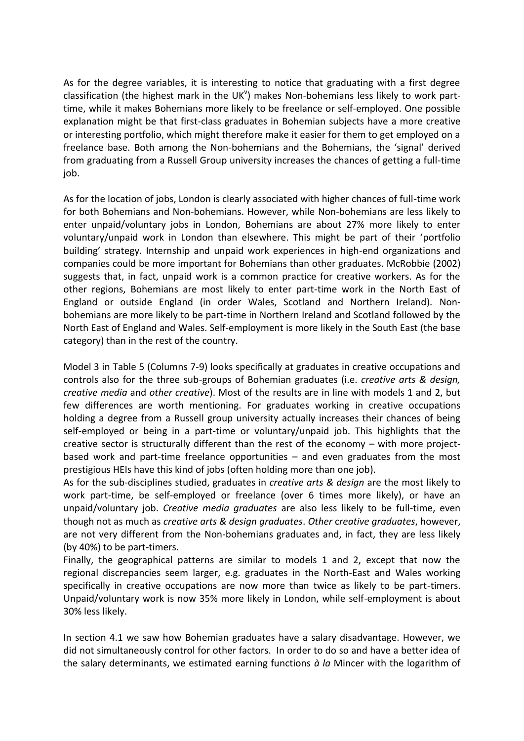As for the degree variables, it is interesting to notice that graduating with a first degree classification (the highest mark in the UK[v]) makes Non-bohemians less likely to work part-time, while it makes Bohemians more likely to be freelance or self-employed. One possible explanation might be that first-class graduates in Bohemian subjects have a more creative or interesting portfolio, which might therefore make it easier for them to get employed on a freelance base. Both among the Non-bohemians and the Bohemians, the 'signal' derived from graduating from a Russell Group university increases the chances of getting a full-time job.

As for the location of jobs, London is clearly associated with higher chances of full-time work for both Bohemians and Non-bohemians. However, while Non-bohemians are less likely to enter unpaid/voluntary jobs in London, Bohemians are about 27% more likely to enter voluntary/unpaid work in London than elsewhere. This might be part of their 'portfolio building' strategy. Internship and unpaid work experiences in high-end organizations and companies could be more important for Bohemians than other graduates. McRobbie (2002) suggests that, in fact, unpaid work is a common practice for creative workers. As for the other regions, Bohemians are most likely to enter part-time work in the North East of England or outside England (in order Wales, Scotland and Northern Ireland). Non-bohemians are more likely to be part-time in Northern Ireland and Scotland followed by the North East of England and Wales. Self-employment is more likely in the South East (the base category) than in the rest of the country.

Model 3 in Table 5 (Columns 7-9) looks specifically at graduates in creative occupations and controls also for the three sub-groups of Bohemian graduates (i.e. *creative arts & design, creative media* and *other creative*). Most of the results are in line with models 1 and 2, but few differences are worth mentioning. For graduates working in creative occupations holding a degree from a Russell group university actually increases their chances of being self-employed or being in a part-time or voluntary/unpaid job. This highlights that the creative sector is structurally different than the rest of the economy – with more project-based work and part-time freelance opportunities – and even graduates from the most prestigious HEIs have this kind of jobs (often holding more than one job).

As for the sub-disciplines studied, graduates in *creative arts & design* are the most likely to work part-time, be self-employed or freelance (over 6 times more likely), or have an unpaid/voluntary job. *Creative media graduates* are also less likely to be full-time, even though not as much as *creative arts & design graduates*. *Other* c*reative graduates*, however, are not very different from the Non-bohemians graduates and, in fact, they are less likely (by 40%) to be part-timers.

Finally, the geographical patterns are similar to models 1 and 2, except that now the regional discrepancies seem larger, e.g. graduates in the North-East and Wales working specifically in creative occupations are now more than twice as likely to be part-timers. Unpaid/voluntary work is now 35% more likely in London, while self-employment is about 30% less likely.

In section 4.1 we saw how Bohemian graduates have a salary disadvantage. However, we did not simultaneously control for other factors. In order to do so and have a better idea of the salary determinants, we estimated earning functions *à la* Mincer with the logarithm of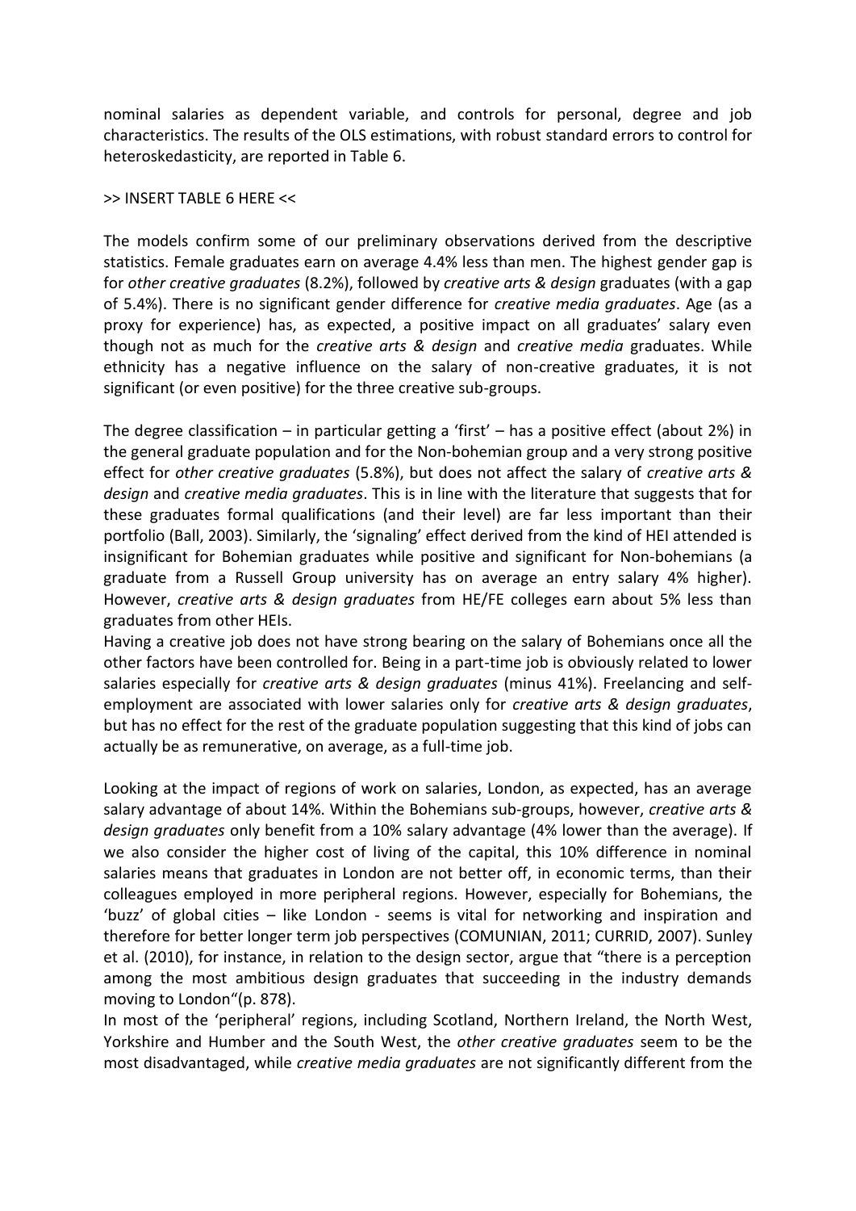nominal salaries as dependent variable, and controls for personal, degree and job characteristics. The results of the OLS estimations, with robust standard errors to control for heteroskedasticity, are reported in Table 6.

>> INSERT TABLE 6 HERE <<

The models confirm some of our preliminary observations derived from the descriptive statistics. Female graduates earn on average 4.4% less than men. The highest gender gap is for *other creative graduates* (8.2%), followed by *creative arts & design* graduates (with a gap of 5.4%). There is no significant gender difference for *creative media graduates*. Age (as a proxy for experience) has, as expected, a positive impact on all graduates' salary even though not as much for the *creative arts & design* and *creative media* graduates. While ethnicity has a negative influence on the salary of non-creative graduates, it is not significant (or even positive) for the three creative sub-groups.

The degree classification – in particular getting a 'first' – has a positive effect (about 2%) in the general graduate population and for the Non-bohemian group and a very strong positive effect for *other creative graduates* (5.8%), but does not affect the salary of *creative arts & design* and *creative media graduates*. This is in line with the literature that suggests that for these graduates formal qualifications (and their level) are far less important than their portfolio (Ball, 2003). Similarly, the 'signaling' effect derived from the kind of HEI attended is insignificant for Bohemian graduates while positive and significant for Non-bohemians (a graduate from a Russell Group university has on average an entry salary 4% higher). However, *creative arts & design graduates* from HE/FE colleges earn about 5% less than graduates from other HEIs.

Having a creative job does not have strong bearing on the salary of Bohemians once all the other factors have been controlled for. Being in a part-time job is obviously related to lower salaries especially for *creative arts & design graduates* (minus 41%). Freelancing and self-employment are associated with lower salaries only for *creative arts & design graduates*, but has no effect for the rest of the graduate population suggesting that this kind of jobs can actually be as remunerative, on average, as a full-time job.

Looking at the impact of regions of work on salaries, London, as expected, has an average salary advantage of about 14%. Within the Bohemians sub-groups, however, *creative arts & design graduates* only benefit from a 10% salary advantage (4% lower than the average). If we also consider the higher cost of living of the capital, this 10% difference in nominal salaries means that graduates in London are not better off, in economic terms, than their colleagues employed in more peripheral regions. However, especially for Bohemians, the 'buzz' of global cities – like London - seems is vital for networking and inspiration and therefore for better longer term job perspectives (COMUNIAN, 2011; CURRID, 2007). Sunley et al. (2010), for instance, in relation to the design sector, argue that "there is a perception among the most ambitious design graduates that succeeding in the industry demands moving to London"(p. 878).

In most of the 'peripheral' regions, including Scotland, Northern Ireland, the North West, Yorkshire and Humber and the South West, the *other creative graduates* seem to be the most disadvantaged, while *creative media graduates* are not significantly different from the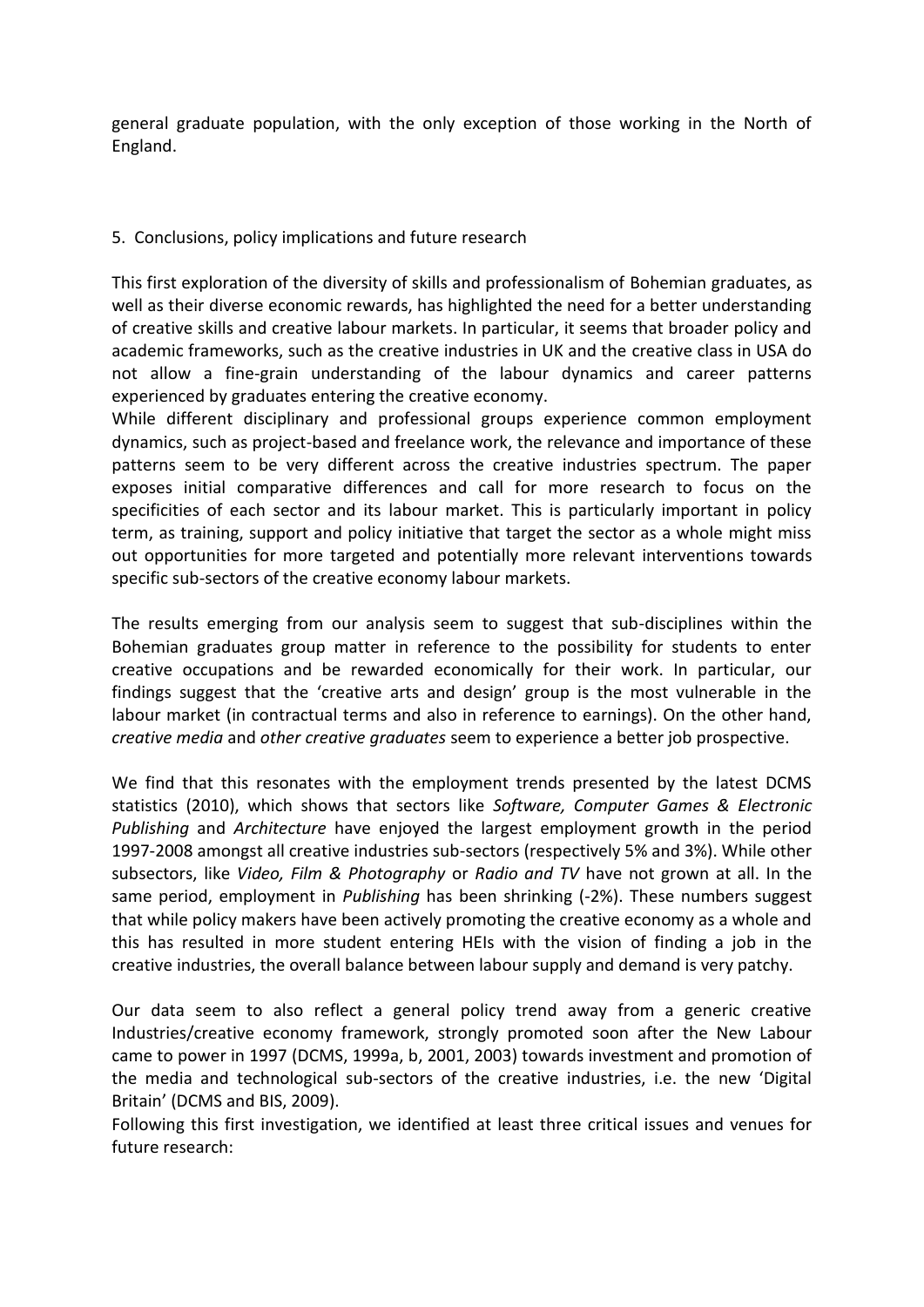general graduate population, with the only exception of those working in the North of England.

## 5. Conclusions, policy implications and future research

This first exploration of the diversity of skills and professionalism of Bohemian graduates, as well as their diverse economic rewards, has highlighted the need for a better understanding of creative skills and creative labour markets. In particular, it seems that broader policy and academic frameworks, such as the creative industries in UK and the creative class in USA do not allow a fine-grain understanding of the labour dynamics and career patterns experienced by graduates entering the creative economy.

While different disciplinary and professional groups experience common employment dynamics, such as project-based and freelance work, the relevance and importance of these patterns seem to be very different across the creative industries spectrum. The paper exposes initial comparative differences and call for more research to focus on the specificities of each sector and its labour market. This is particularly important in policy term, as training, support and policy initiative that target the sector as a whole might miss out opportunities for more targeted and potentially more relevant interventions towards specific sub-sectors of the creative economy labour markets.

The results emerging from our analysis seem to suggest that sub-disciplines within the Bohemian graduates group matter in reference to the possibility for students to enter creative occupations and be rewarded economically for their work. In particular, our findings suggest that the 'creative arts and design' group is the most vulnerable in the labour market (in contractual terms and also in reference to earnings). On the other hand, *creative media* and *other creative graduates* seem to experience a better job prospective.

We find that this resonates with the employment trends presented by the latest DCMS statistics (2010), which shows that sectors like *Software, Computer Games & Electronic Publishing* and *Architecture* have enjoyed the largest employment growth in the period 1997-2008 amongst all creative industries sub-sectors (respectively 5% and 3%). While other subsectors, like *Video, Film & Photography* or *Radio and TV* have not grown at all. In the same period, employment in *Publishing* has been shrinking (-2%). These numbers suggest that while policy makers have been actively promoting the creative economy as a whole and this has resulted in more student entering HEIs with the vision of finding a job in the creative industries, the overall balance between labour supply and demand is very patchy.

Our data seem to also reflect a general policy trend away from a generic creative Industries/creative economy framework, strongly promoted soon after the New Labour came to power in 1997 (DCMS, 1999a, b, 2001, 2003) towards investment and promotion of the media and technological sub-sectors of the creative industries, i.e. the new 'Digital Britain' (DCMS and BIS, 2009).

Following this first investigation, we identified at least three critical issues and venues for future research: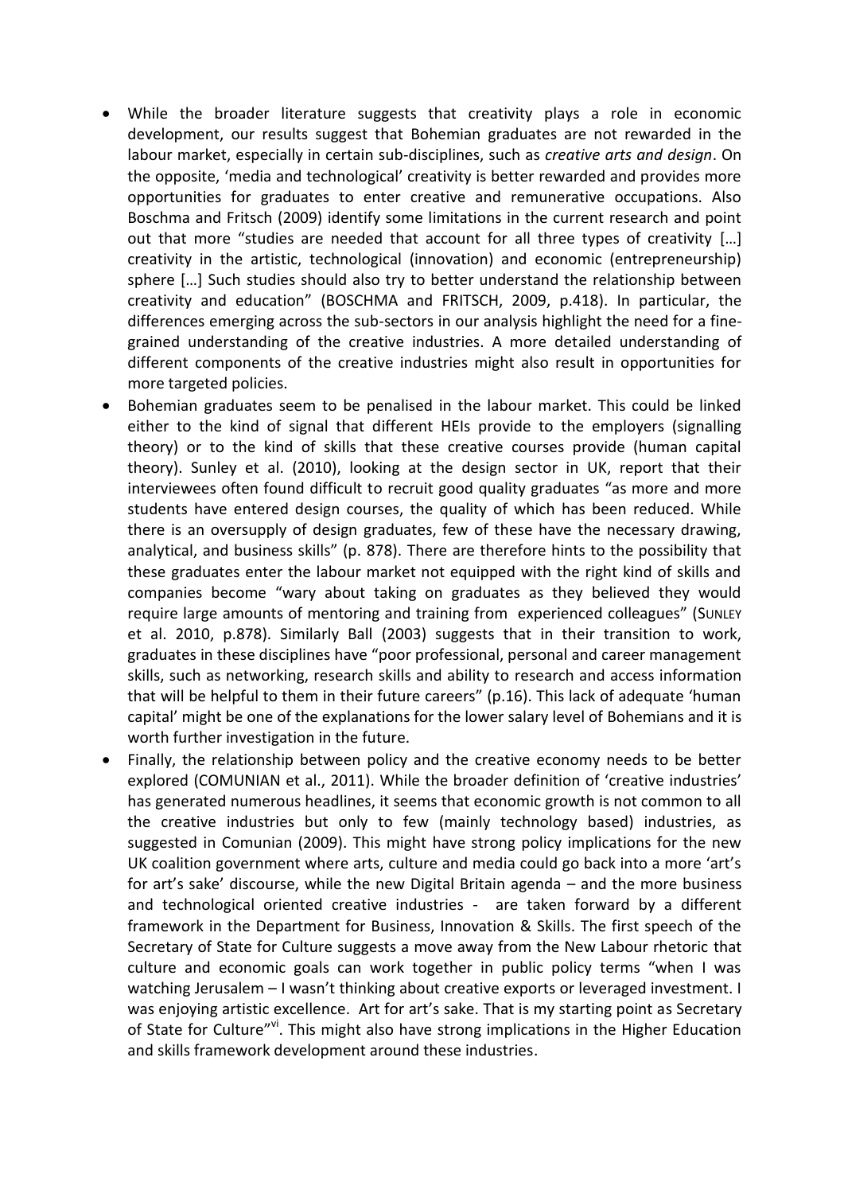- While the broader literature suggests that creativity plays a role in economic development, our results suggest that Bohemian graduates are not rewarded in the labour market, especially in certain sub-disciplines, such as *creative arts and design*. On the opposite, 'media and technological' creativity is better rewarded and provides more opportunities for graduates to enter creative and remunerative occupations. Also Boschma and Fritsch (2009) identify some limitations in the current research and point out that more "studies are needed that account for all three types of creativity […] creativity in the artistic, technological (innovation) and economic (entrepreneurship) sphere […] Such studies should also try to better understand the relationship between creativity and education" (BOSCHMA and FRITSCH, 2009, p.418). In particular, the differences emerging across the sub-sectors in our analysis highlight the need for a fine-grained understanding of the creative industries. A more detailed understanding of different components of the creative industries might also result in opportunities for more targeted policies.
- Bohemian graduates seem to be penalised in the labour market. This could be linked either to the kind of signal that different HEIs provide to the employers (signalling theory) or to the kind of skills that these creative courses provide (human capital theory). Sunley et al. (2010), looking at the design sector in UK, report that their interviewees often found difficult to recruit good quality graduates "as more and more students have entered design courses, the quality of which has been reduced. While there is an oversupply of design graduates, few of these have the necessary drawing, analytical, and business skills" (p. 878). There are therefore hints to the possibility that these graduates enter the labour market not equipped with the right kind of skills and companies become "wary about taking on graduates as they believed they would require large amounts of mentoring and training from experienced colleagues" (SUNLEY et al. 2010, p.878). Similarly Ball (2003) suggests that in their transition to work, graduates in these disciplines have "poor professional, personal and career management skills, such as networking, research skills and ability to research and access information that will be helpful to them in their future careers" (p.16). This lack of adequate 'human capital' might be one of the explanations for the lower salary level of Bohemians and it is worth further investigation in the future.
- Finally, the relationship between policy and the creative economy needs to be better explored (COMUNIAN et al., 2011). While the broader definition of 'creative industries' has generated numerous headlines, it seems that economic growth is not common to all the creative industries but only to few (mainly technology based) industries, as suggested in Comunian (2009). This might have strong policy implications for the new UK coalition government where arts, culture and media could go back into a more 'art's for art's sake' discourse, while the new Digital Britain agenda – and the more business and technological oriented creative industries - are taken forward by a different framework in the Department for Business, Innovation & Skills. The first speech of the Secretary of State for Culture suggests a move away from the New Labour rhetoric that culture and economic goals can work together in public policy terms "when I was watching Jerusalem – I wasn't thinking about creative exports or leveraged investment. I was enjoying artistic excellence. Art for art's sake. That is my starting point as Secretary of State for Culture"[vi]. This might also have strong implications in the Higher Education and skills framework development around these industries.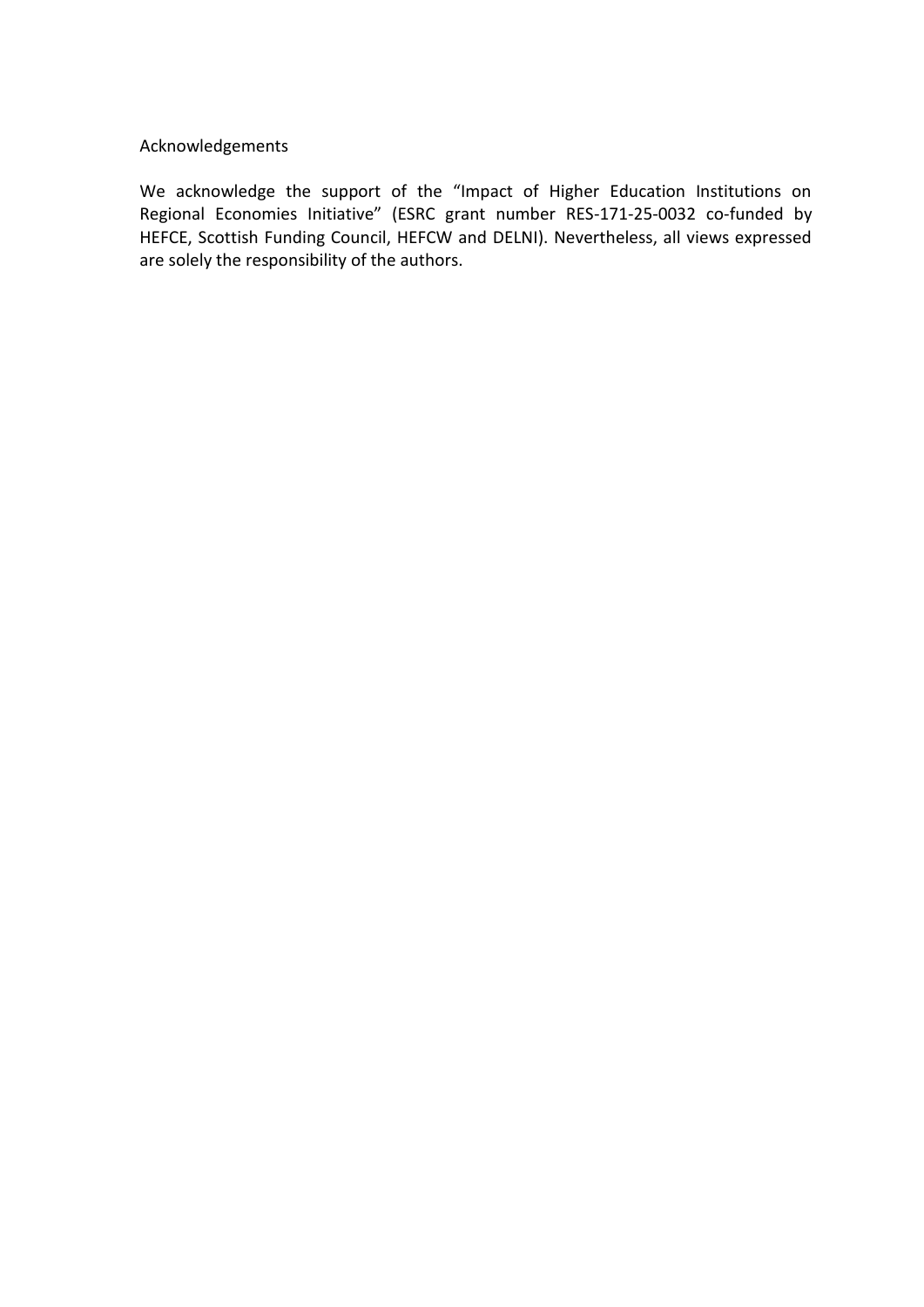Acknowledgements

We acknowledge the support of the "Impact of Higher Education Institutions on Regional Economies Initiative" (ESRC grant number RES-171-25-0032 co-funded by HEFCE, Scottish Funding Council, HEFCW and DELNI). Nevertheless, all views expressed are solely the responsibility of the authors.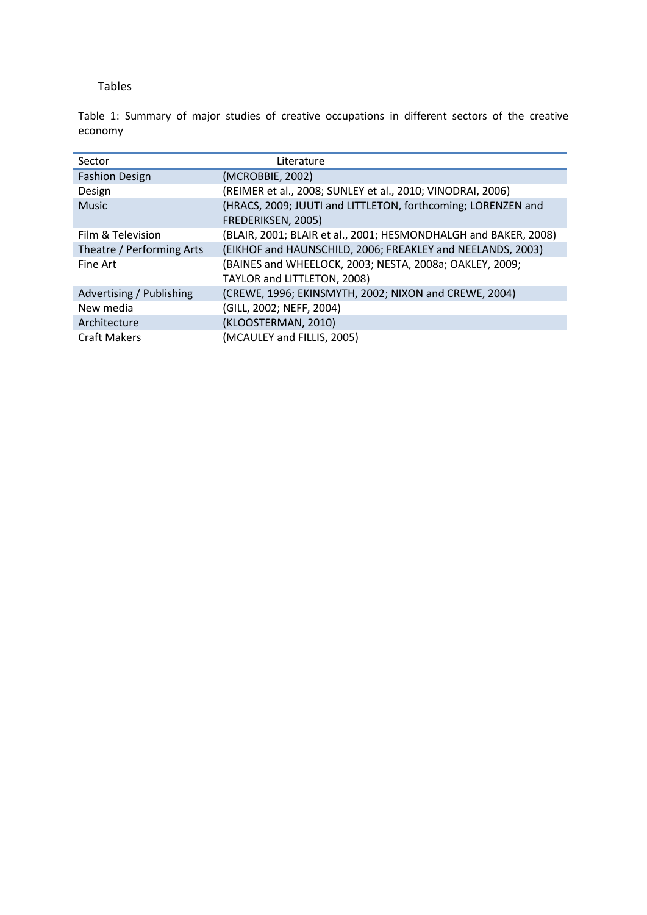Tables

Table 1: Summary of major studies of creative occupations in different sectors of the creative economy

| Sector | Literature |
| --- | --- |
| Fashion Design | (MCROBBIE, 2002) |
| Design | (REIMER et al., 2008; SUNLEY et al., 2010; VINODRAI, 2006) |
| Music | (HRACS, 2009; JUUTI and LITTLETON, forthcoming; LORENZEN and FREDERIKSEN, 2005) |
| Film & Television | (BLAIR, 2001; BLAIR et al., 2001; HESMONDHALGH and BAKER, 2008) |
| Theatre / Performing Arts | (EIKHOF and HAUNSCHILD, 2006; FREAKLEY and NEELANDS, 2003) |
| Fine Art | (BAINES and WHEELOCK, 2003; NESTA, 2008a; OAKLEY, 2009; TAYLOR and LITTLETON, 2008) |
| Advertising / Publishing | (CREWE, 1996; EKINSMYTH, 2002; NIXON and CREWE, 2004) |
| New media | (GILL, 2002; NEFF, 2004) |
| Architecture | (KLOOSTERMAN, 2010) |
| Craft Makers | (MCAULEY and FILLIS, 2005) |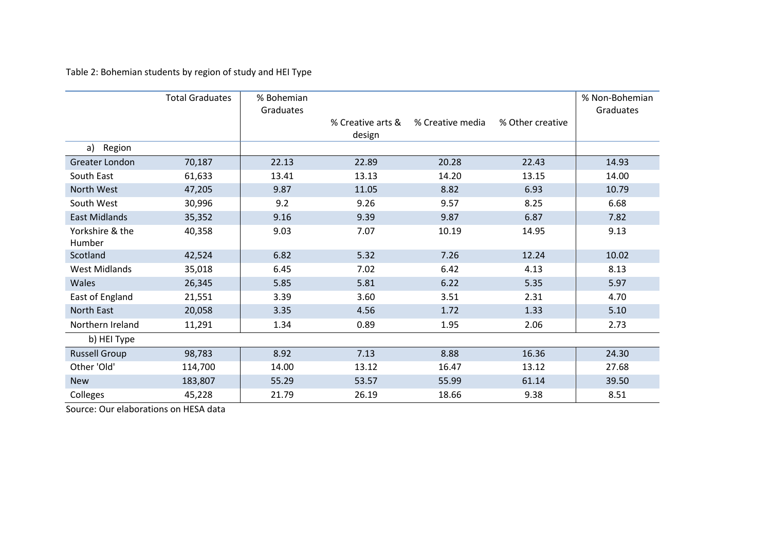Table 2: Bohemian students by region of study and HEI Type

| | Total Graduates | % Bohemian Graduates | % Creative arts & design | % Creative media | % Other creative | % Non-Bohemian Graduates |
|---|---|---|---|---|---|---|
| a) Region | | | | | | |
| Greater London | 70,187 | 22.13 | 22.89 | 20.28 | 22.43 | 14.93 |
| South East | 61,633 | 13.41 | 13.13 | 14.20 | 13.15 | 14.00 |
| North West | 47,205 | 9.87 | 11.05 | 8.82 | 6.93 | 10.79 |
| South West | 30,996 | 9.2 | 9.26 | 9.57 | 8.25 | 6.68 |
| East Midlands | 35,352 | 9.16 | 9.39 | 9.87 | 6.87 | 7.82 |
| Yorkshire & the Humber | 40,358 | 9.03 | 7.07 | 10.19 | 14.95 | 9.13 |
| Scotland | 42,524 | 6.82 | 5.32 | 7.26 | 12.24 | 10.02 |
| West Midlands | 35,018 | 6.45 | 7.02 | 6.42 | 4.13 | 8.13 |
| Wales | 26,345 | 5.85 | 5.81 | 6.22 | 5.35 | 5.97 |
| East of England | 21,551 | 3.39 | 3.60 | 3.51 | 2.31 | 4.70 |
| North East | 20,058 | 3.35 | 4.56 | 1.72 | 1.33 | 5.10 |
| Northern Ireland | 11,291 | 1.34 | 0.89 | 1.95 | 2.06 | 2.73 |
| b) HEI Type | | | | | | |
| Russell Group | 98,783 | 8.92 | 7.13 | 8.88 | 16.36 | 24.30 |
| Other 'Old' | 114,700 | 14.00 | 13.12 | 16.47 | 13.12 | 27.68 |
| New | 183,807 | 55.29 | 53.57 | 55.99 | 61.14 | 39.50 |
| Colleges | 45,228 | 21.79 | 26.19 | 18.66 | 9.38 | 8.51 |

Source: Our elaborations on HESA data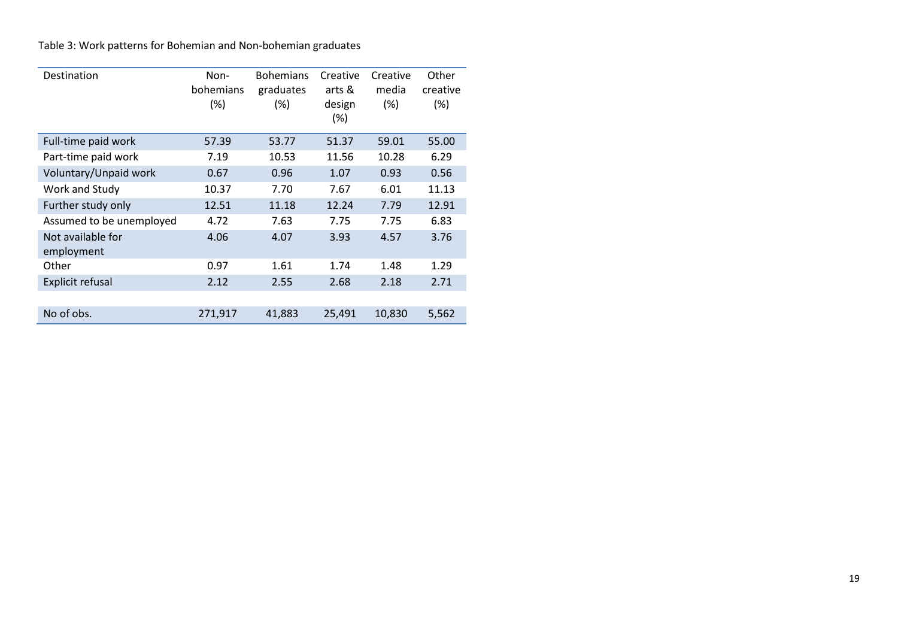Table 3: Work patterns for Bohemian and Non-bohemian graduates

| Destination | Non-bohemians (%) | Bohemians graduates (%) | Creative arts & design (%) | Creative media (%) | Other creative (%) |
|---|---|---|---|---|---|
| Full-time paid work | 57.39 | 53.77 | 51.37 | 59.01 | 55.00 |
| Part-time paid work | 7.19 | 10.53 | 11.56 | 10.28 | 6.29 |
| Voluntary/Unpaid work | 0.67 | 0.96 | 1.07 | 0.93 | 0.56 |
| Work and Study | 10.37 | 7.70 | 7.67 | 6.01 | 11.13 |
| Further study only | 12.51 | 11.18 | 12.24 | 7.79 | 12.91 |
| Assumed to be unemployed | 4.72 | 7.63 | 7.75 | 7.75 | 6.83 |
| Not available for employment | 4.06 | 4.07 | 3.93 | 4.57 | 3.76 |
| Other | 0.97 | 1.61 | 1.74 | 1.48 | 1.29 |
| Explicit refusal | 2.12 | 2.55 | 2.68 | 2.18 | 2.71 |
| | | | | | |
| No of obs. | 271,917 | 41,883 | 25,491 | 10,830 | 5,562 |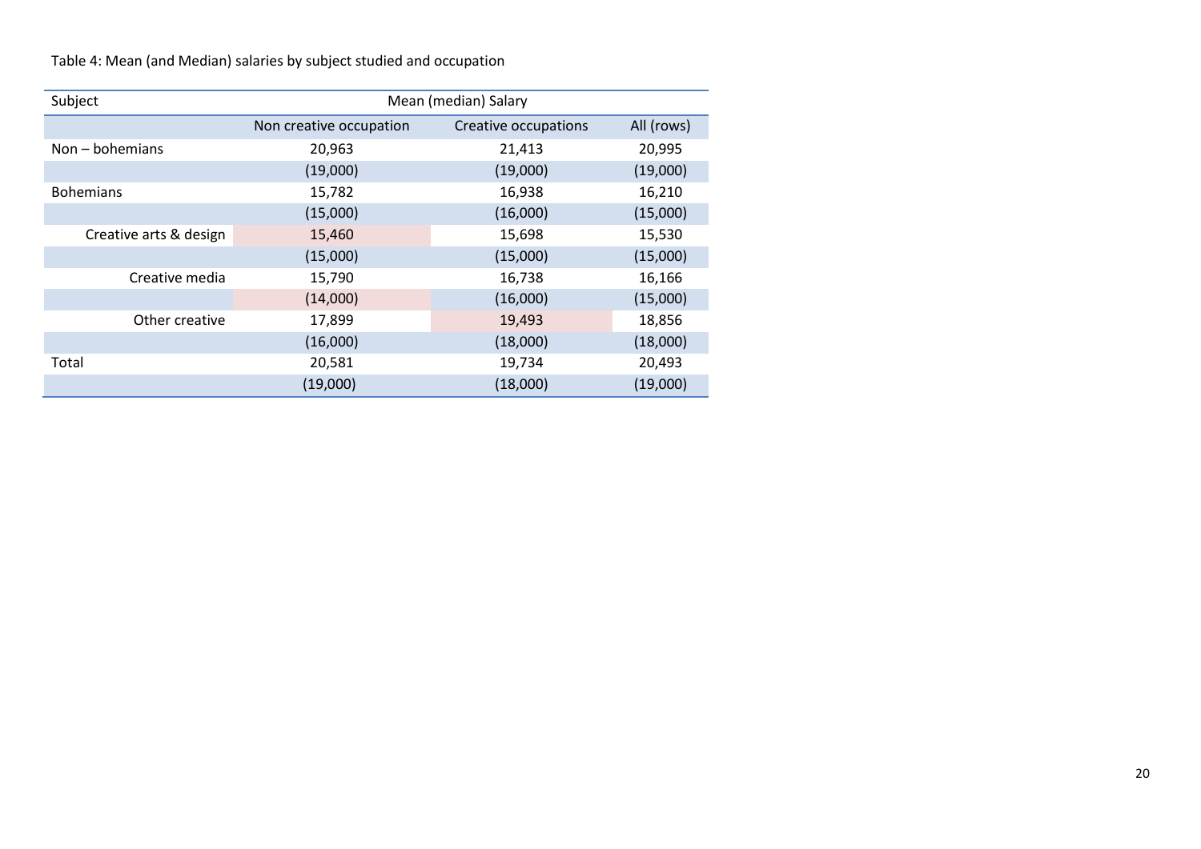Table 4: Mean (and Median) salaries by subject studied and occupation

| Subject | Mean (median) Salary | | |
|---|---|---|---|
| | Non creative occupation | Creative occupations | All (rows) |
| Non – bohemians | 20,963 | 21,413 | 20,995 |
| | (19,000) | (19,000) | (19,000) |
| Bohemians | 15,782 | 16,938 | 16,210 |
| | (15,000) | (16,000) | (15,000) |
| Creative arts & design | 15,460 | 15,698 | 15,530 |
| | (15,000) | (15,000) | (15,000) |
| Creative media | 15,790 | 16,738 | 16,166 |
| | (14,000) | (16,000) | (15,000) |
| Other creative | 17,899 | 19,493 | 18,856 |
| | (16,000) | (18,000) | (18,000) |
| Total | 20,581 | 19,734 | 20,493 |
| | (19,000) | (18,000) | (19,000) |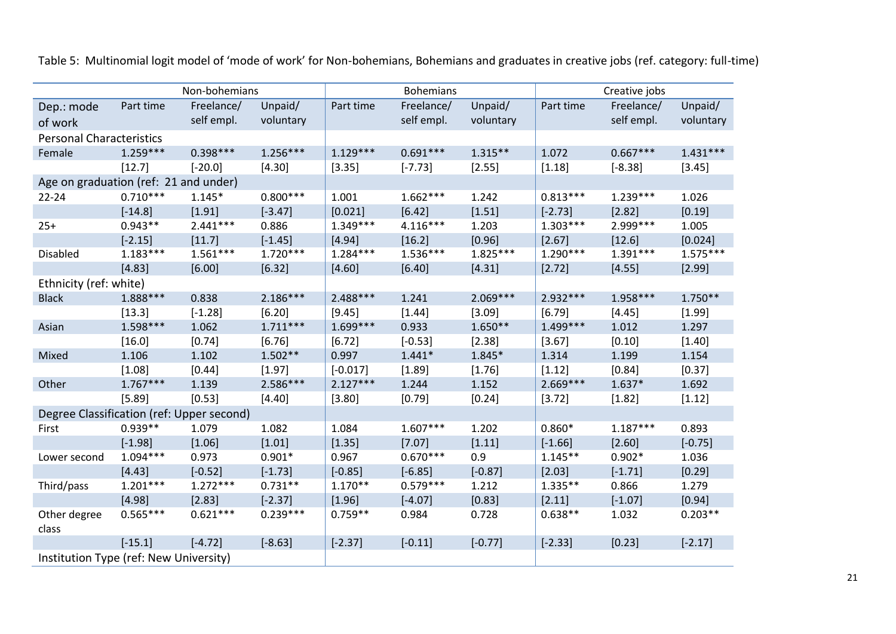Table 5: Multinomial logit model of 'mode of work' for Non-bohemians, Bohemians and graduates in creative jobs (ref. category: full-time)

| | Non-bohemians | | | Bohemians | | | Creative jobs | | |
|---|---|---|---|---|---|---|---|---|---|
| Dep.: mode of work | Part time | Freelance/ self empl. | Unpaid/ voluntary | Part time | Freelance/ self empl. | Unpaid/ voluntary | Part time | Freelance/ self empl. | Unpaid/ voluntary |
| Personal Characteristics | | | | | | | | | |
| Female | 1.259*** | 0.398*** | 1.256*** | 1.129*** | 0.691*** | 1.315** | 1.072 | 0.667*** | 1.431*** |
| | [12.7] | [-20.0] | [4.30] | [3.35] | [-7.73] | [2.55] | [1.18] | [-8.38] | [3.45] |
| Age on graduation (ref: 21 and under) | | | | | | | | | |
| 22-24 | 0.710*** | 1.145* | 0.800*** | 1.001 | 1.662*** | 1.242 | 0.813*** | 1.239*** | 1.026 |
| | [-14.8] | [1.91] | [-3.47] | [0.021] | [6.42] | [1.51] | [-2.73] | [2.82] | [0.19] |
| 25+ | 0.943** | 2.441*** | 0.886 | 1.349*** | 4.116*** | 1.203 | 1.303*** | 2.999*** | 1.005 |
| | [-2.15] | [11.7] | [-1.45] | [4.94] | [16.2] | [0.96] | [2.67] | [12.6] | [0.024] |
| Disabled | 1.183*** | 1.561*** | 1.720*** | 1.284*** | 1.536*** | 1.825*** | 1.290*** | 1.391*** | 1.575*** |
| | [4.83] | [6.00] | [6.32] | [4.60] | [6.40] | [4.31] | [2.72] | [4.55] | [2.99] |
| Ethnicity (ref: white) | | | | | | | | | |
| Black | 1.888*** | 0.838 | 2.186*** | 2.488*** | 1.241 | 2.069*** | 2.932*** | 1.958*** | 1.750** |
| | [13.3] | [-1.28] | [6.20] | [9.45] | [1.44] | [3.09] | [6.79] | [4.45] | [1.99] |
| Asian | 1.598*** | 1.062 | 1.711*** | 1.699*** | 0.933 | 1.650** | 1.499*** | 1.012 | 1.297 |
| | [16.0] | [0.74] | [6.76] | [6.72] | [-0.53] | [2.38] | [3.67] | [0.10] | [1.40] |
| Mixed | 1.106 | 1.102 | 1.502** | 0.997 | 1.441* | 1.845* | 1.314 | 1.199 | 1.154 |
| | [1.08] | [0.44] | [1.97] | [-0.017] | [1.89] | [1.76] | [1.12] | [0.84] | [0.37] |
| Other | 1.767*** | 1.139 | 2.586*** | 2.127*** | 1.244 | 1.152 | 2.669*** | 1.637* | 1.692 |
| | [5.89] | [0.53] | [4.40] | [3.80] | [0.79] | [0.24] | [3.72] | [1.82] | [1.12] |
| Degree Classification (ref: Upper second) | | | | | | | | | |
| First | 0.939** | 1.079 | 1.082 | 1.084 | 1.607*** | 1.202 | 0.860* | 1.187*** | 0.893 |
| | [-1.98] | [1.06] | [1.01] | [1.35] | [7.07] | [1.11] | [-1.66] | [2.60] | [-0.75] |
| Lower second | 1.094*** | 0.973 | 0.901* | 0.967 | 0.670*** | 0.9 | 1.145** | 0.902* | 1.036 |
| | [4.43] | [-0.52] | [-1.73] | [-0.85] | [-6.85] | [-0.87] | [2.03] | [-1.71] | [0.29] |
| Third/pass | 1.201*** | 1.272*** | 0.731** | 1.170** | 0.579*** | 1.212 | 1.335** | 0.866 | 1.279 |
| | [4.98] | [2.83] | [-2.37] | [1.96] | [-4.07] | [0.83] | [2.11] | [-1.07] | [0.94] |
| Other degree class | 0.565*** | 0.621*** | 0.239*** | 0.759** | 0.984 | 0.728 | 0.638** | 1.032 | 0.203** |
| | [-15.1] | [-4.72] | [-8.63] | [-2.37] | [-0.11] | [-0.77] | [-2.33] | [0.23] | [-2.17] |
| Institution Type (ref: New University) | | | | | | | | | |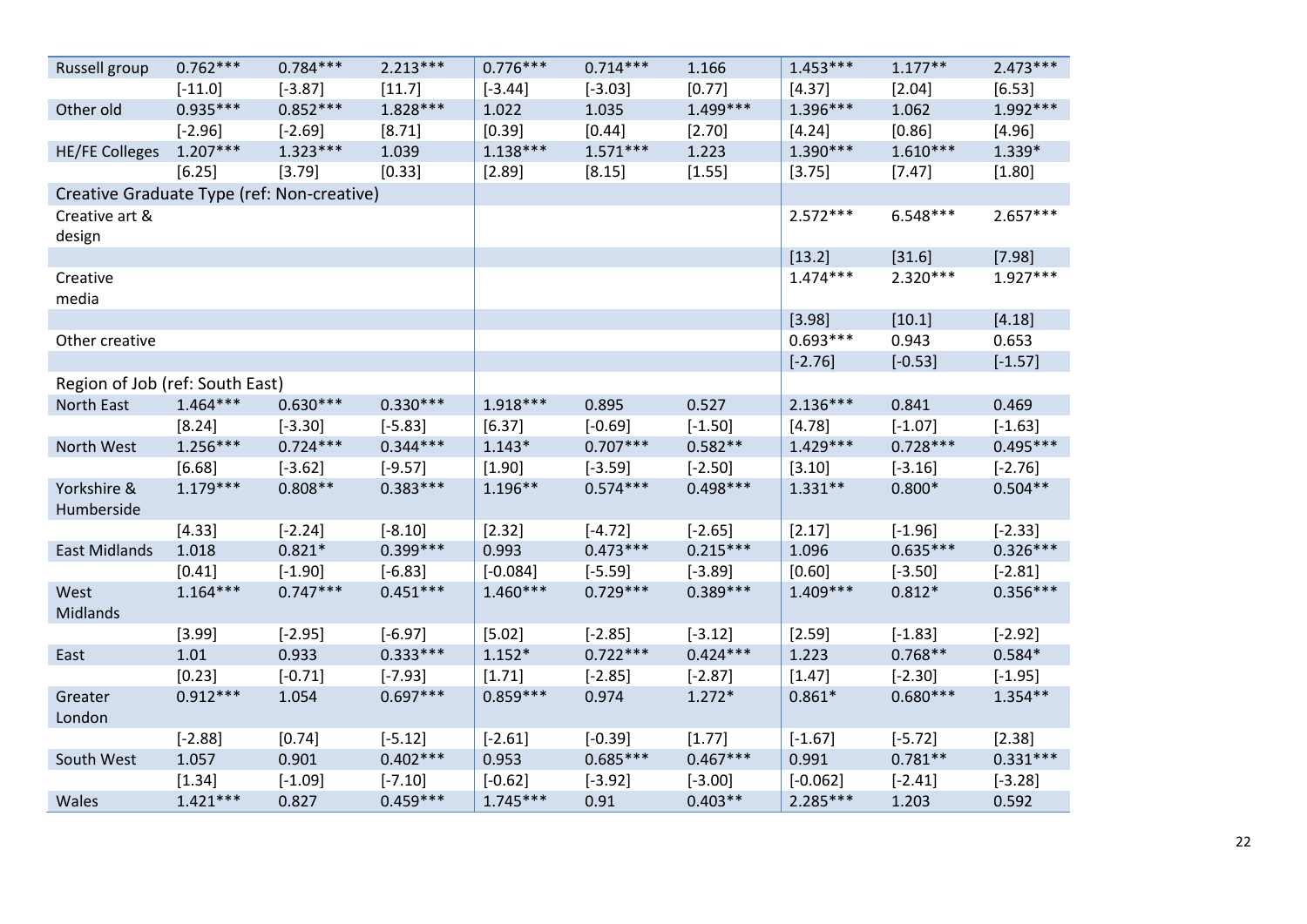| | | | | | | | | | |
|---|---|---|---|---|---|---|---|---|---|
| Russell group | 0.762*** | 0.784*** | 2.213*** | 0.776*** | 0.714*** | 1.166 | 1.453*** | 1.177** | 2.473*** |
| | [-11.0] | [-3.87] | [11.7] | [-3.44] | [-3.03] | [0.77] | [4.37] | [2.04] | [6.53] |
| Other old | 0.935*** | 0.852*** | 1.828*** | 1.022 | 1.035 | 1.499*** | 1.396*** | 1.062 | 1.992*** |
| | [-2.96] | [-2.69] | [8.71] | [0.39] | [0.44] | [2.70] | [4.24] | [0.86] | [4.96] |
| HE/FE Colleges | 1.207*** | 1.323*** | 1.039 | 1.138*** | 1.571*** | 1.223 | 1.390*** | 1.610*** | 1.339* |
| | [6.25] | [3.79] | [0.33] | [2.89] | [8.15] | [1.55] | [3.75] | [7.47] | [1.80] |
| Creative Graduate Type (ref: Non-creative) | | | | | | | | | |
| Creative art & design | | | | | | | 2.572*** | 6.548*** | 2.657*** |
| | | | | | | | [13.2] | [31.6] | [7.98] |
| Creative media | | | | | | | 1.474*** | 2.320*** | 1.927*** |
| | | | | | | | [3.98] | [10.1] | [4.18] |
| Other creative | | | | | | | 0.693*** | 0.943 | 0.653 |
| | | | | | | | [-2.76] | [-0.53] | [-1.57] |
| Region of Job (ref: South East) | | | | | | | | | |
| North East | 1.464*** | 0.630*** | 0.330*** | 1.918*** | 0.895 | 0.527 | 2.136*** | 0.841 | 0.469 |
| | [8.24] | [-3.30] | [-5.83] | [6.37] | [-0.69] | [-1.50] | [4.78] | [-1.07] | [-1.63] |
| North West | 1.256*** | 0.724*** | 0.344*** | 1.143* | 0.707*** | 0.582** | 1.429*** | 0.728*** | 0.495*** |
| | [6.68] | [-3.62] | [-9.57] | [1.90] | [-3.59] | [-2.50] | [3.10] | [-3.16] | [-2.76] |
| Yorkshire & Humberside | 1.179*** | 0.808** | 0.383*** | 1.196** | 0.574*** | 0.498*** | 1.331** | 0.800* | 0.504** |
| | [4.33] | [-2.24] | [-8.10] | [2.32] | [-4.72] | [-2.65] | [2.17] | [-1.96] | [-2.33] |
| East Midlands | 1.018 | 0.821* | 0.399*** | 0.993 | 0.473*** | 0.215*** | 1.096 | 0.635*** | 0.326*** |
| | [0.41] | [-1.90] | [-6.83] | [-0.084] | [-5.59] | [-3.89] | [0.60] | [-3.50] | [-2.81] |
| West Midlands | 1.164*** | 0.747*** | 0.451*** | 1.460*** | 0.729*** | 0.389*** | 1.409*** | 0.812* | 0.356*** |
| | [3.99] | [-2.95] | [-6.97] | [5.02] | [-2.85] | [-3.12] | [2.59] | [-1.83] | [-2.92] |
| East | 1.01 | 0.933 | 0.333*** | 1.152* | 0.722*** | 0.424*** | 1.223 | 0.768** | 0.584* |
| | [0.23] | [-0.71] | [-7.93] | [1.71] | [-2.85] | [-2.87] | [1.47] | [-2.30] | [-1.95] |
| Greater London | 0.912*** | 1.054 | 0.697*** | 0.859*** | 0.974 | 1.272* | 0.861* | 0.680*** | 1.354** |
| | [-2.88] | [0.74] | [-5.12] | [-2.61] | [-0.39] | [1.77] | [-1.67] | [-5.72] | [2.38] |
| South West | 1.057 | 0.901 | 0.402*** | 0.953 | 0.685*** | 0.467*** | 0.991 | 0.781** | 0.331*** |
| | [1.34] | [-1.09] | [-7.10] | [-0.62] | [-3.92] | [-3.00] | [-0.062] | [-2.41] | [-3.28] |
| Wales | 1.421*** | 0.827 | 0.459*** | 1.745*** | 0.91 | 0.403** | 2.285*** | 1.203 | 0.592 |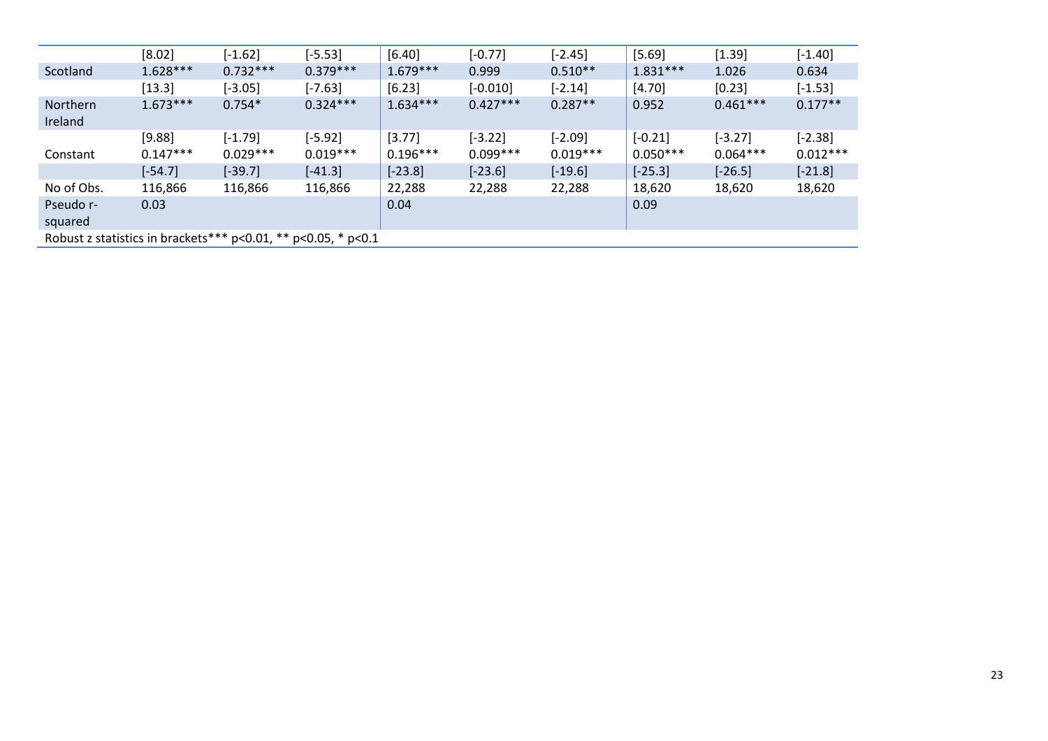| | | | | | | | | | |
|---|---|---|---|---|---|---|---|---|---|
| | [8.02] | [-1.62] | [-5.53] | [6.40] | [-0.77] | [-2.45] | [5.69] | [1.39] | [-1.40] |
| Scotland | 1.628*** | 0.732*** | 0.379*** | 1.679*** | 0.999 | 0.510** | 1.831*** | 1.026 | 0.634 |
| | [13.3] | [-3.05] | [-7.63] | [6.23] | [-0.010] | [-2.14] | [4.70] | [0.23] | [-1.53] |
| Northern Ireland | 1.673*** | 0.754* | 0.324*** | 1.634*** | 0.427*** | 0.287** | 0.952 | 0.461*** | 0.177** |
| | [9.88] | [-1.79] | [-5.92] | [3.77] | [-3.22] | [-2.09] | [-0.21] | [-3.27] | [-2.38] |
| Constant | 0.147*** | 0.029*** | 0.019*** | 0.196*** | 0.099*** | 0.019*** | 0.050*** | 0.064*** | 0.012*** |
| | [-54.7] | [-39.7] | [-41.3] | [-23.8] | [-23.6] | [-19.6] | [-25.3] | [-26.5] | [-21.8] |
| No of Obs. | 116,866 | 116,866 | 116,866 | 22,288 | 22,288 | 22,288 | 18,620 | 18,620 | 18,620 |
| Pseudo r-squared | 0.03 | | | 0.04 | | | 0.09 | | |

Robust z statistics in brackets*** p<0.01, ** p<0.05, * p<0.1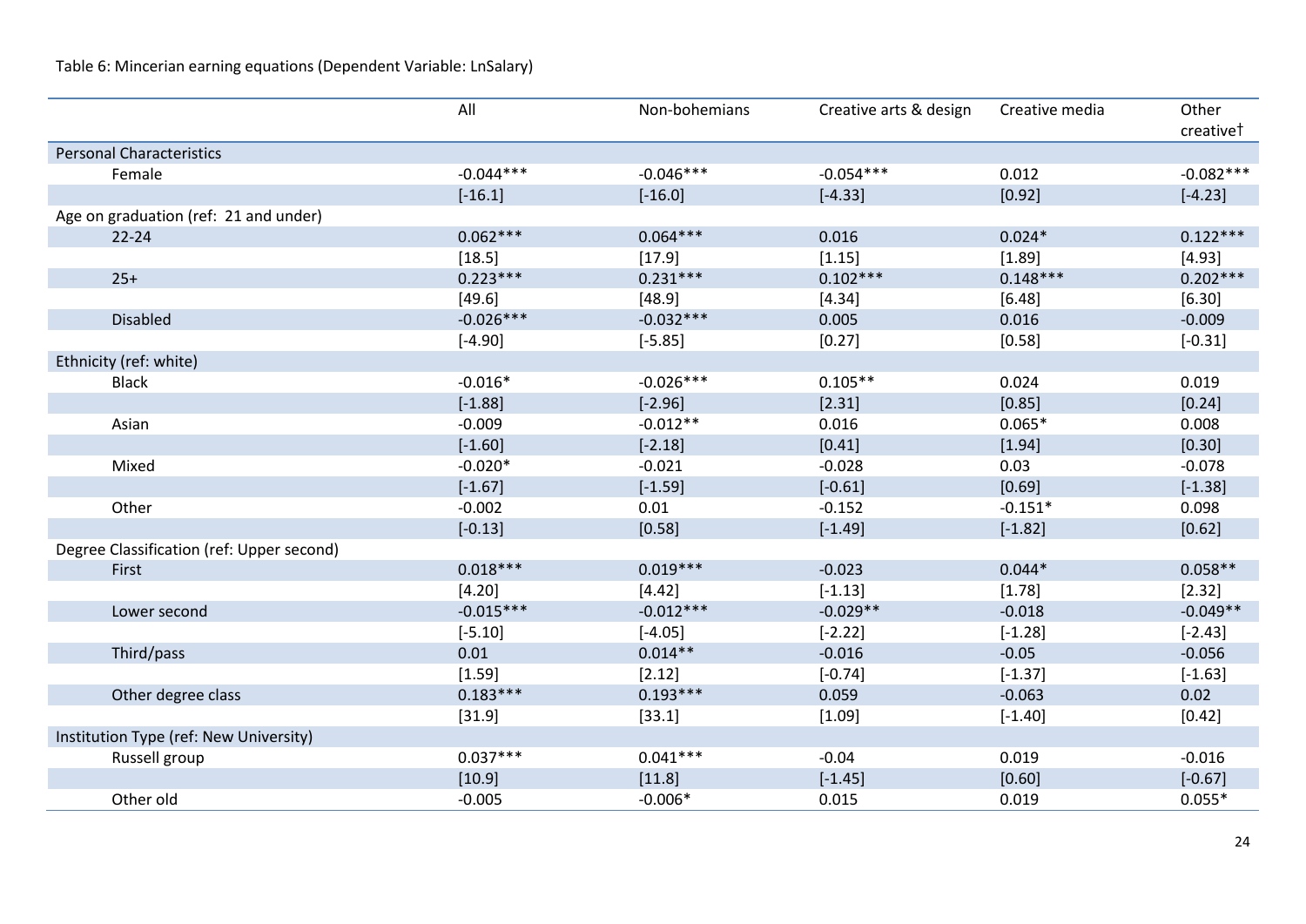Table 6: Mincerian earning equations (Dependent Variable: LnSalary)

| | All | Non-bohemians | Creative arts & design | Creative media | Other creative† |
|---|---|---|---|---|---|
| Personal Characteristics | | | | | |
| Female | -0.044*** | -0.046*** | -0.054*** | 0.012 | -0.082*** |
| | [-16.1] | [-16.0] | [-4.33] | [0.92] | [-4.23] |
| Age on graduation (ref: 21 and under) | | | | | |
| 22-24 | 0.062*** | 0.064*** | 0.016 | 0.024* | 0.122*** |
| | [18.5] | [17.9] | [1.15] | [1.89] | [4.93] |
| 25+ | 0.223*** | 0.231*** | 0.102*** | 0.148*** | 0.202*** |
| | [49.6] | [48.9] | [4.34] | [6.48] | [6.30] |
| Disabled | -0.026*** | -0.032*** | 0.005 | 0.016 | -0.009 |
| | [-4.90] | [-5.85] | [0.27] | [0.58] | [-0.31] |
| Ethnicity (ref: white) | | | | | |
| Black | -0.016* | -0.026*** | 0.105** | 0.024 | 0.019 |
| | [-1.88] | [-2.96] | [2.31] | [0.85] | [0.24] |
| Asian | -0.009 | -0.012** | 0.016 | 0.065* | 0.008 |
| | [-1.60] | [-2.18] | [0.41] | [1.94] | [0.30] |
| Mixed | -0.020* | -0.021 | -0.028 | 0.03 | -0.078 |
| | [-1.67] | [-1.59] | [-0.61] | [0.69] | [-1.38] |
| Other | -0.002 | 0.01 | -0.152 | -0.151* | 0.098 |
| | [-0.13] | [0.58] | [-1.49] | [-1.82] | [0.62] |
| Degree Classification (ref: Upper second) | | | | | |
| First | 0.018*** | 0.019*** | -0.023 | 0.044* | 0.058** |
| | [4.20] | [4.42] | [-1.13] | [1.78] | [2.32] |
| Lower second | -0.015*** | -0.012*** | -0.029** | -0.018 | -0.049** |
| | [-5.10] | [-4.05] | [-2.22] | [-1.28] | [-2.43] |
| Third/pass | 0.01 | 0.014** | -0.016 | -0.05 | -0.056 |
| | [1.59] | [2.12] | [-0.74] | [-1.37] | [-1.63] |
| Other degree class | 0.183*** | 0.193*** | 0.059 | -0.063 | 0.02 |
| | [31.9] | [33.1] | [1.09] | [-1.40] | [0.42] |
| Institution Type (ref: New University) | | | | | |
| Russell group | 0.037*** | 0.041*** | -0.04 | 0.019 | -0.016 |
| | [10.9] | [11.8] | [-1.45] | [0.60] | [-0.67] |
| Other old | -0.005 | -0.006* | 0.015 | 0.019 | 0.055* |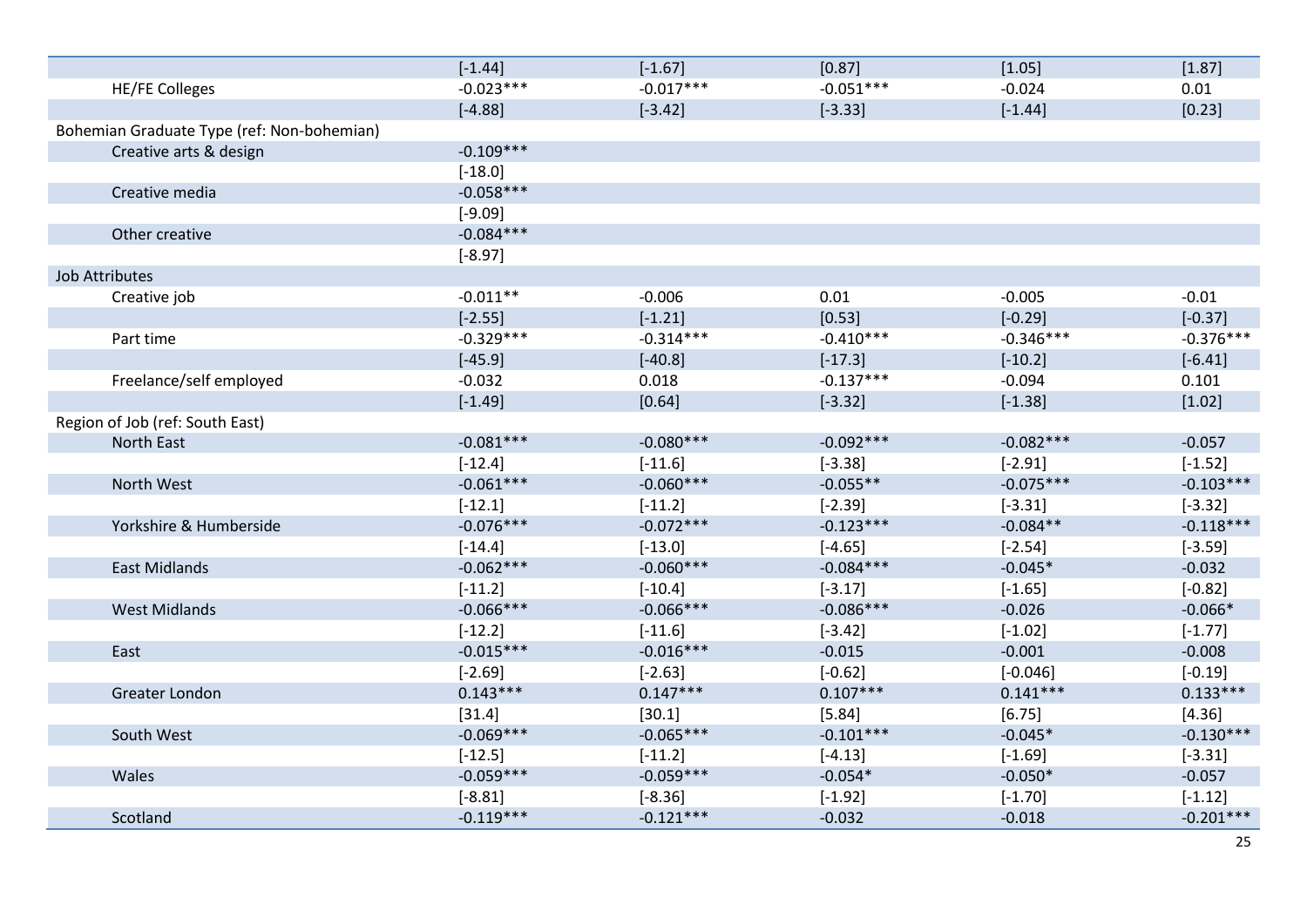| | | | | | |
|---|---|---|---|---|---|
| | [-1.44] | [-1.67] | [0.87] | [1.05] | [1.87] |
| HE/FE Colleges | -0.023*** | -0.017*** | -0.051*** | -0.024 | 0.01 |
| | [-4.88] | [-3.42] | [-3.33] | [-1.44] | [0.23] |
| Bohemian Graduate Type (ref: Non-bohemian) | | | | | |
| Creative arts & design | -0.109*** | | | | |
| | [-18.0] | | | | |
| Creative media | -0.058*** | | | | |
| | [-9.09] | | | | |
| Other creative | -0.084*** | | | | |
| | [-8.97] | | | | |
| Job Attributes | | | | | |
| Creative job | -0.011** | -0.006 | 0.01 | -0.005 | -0.01 |
| | [-2.55] | [-1.21] | [0.53] | [-0.29] | [-0.37] |
| Part time | -0.329*** | -0.314*** | -0.410*** | -0.346*** | -0.376*** |
| | [-45.9] | [-40.8] | [-17.3] | [-10.2] | [-6.41] |
| Freelance/self employed | -0.032 | 0.018 | -0.137*** | -0.094 | 0.101 |
| | [-1.49] | [0.64] | [-3.32] | [-1.38] | [1.02] |
| Region of Job (ref: South East) | | | | | |
| North East | -0.081*** | -0.080*** | -0.092*** | -0.082*** | -0.057 |
| | [-12.4] | [-11.6] | [-3.38] | [-2.91] | [-1.52] |
| North West | -0.061*** | -0.060*** | -0.055** | -0.075*** | -0.103*** |
| | [-12.1] | [-11.2] | [-2.39] | [-3.31] | [-3.32] |
| Yorkshire & Humberside | -0.076*** | -0.072*** | -0.123*** | -0.084** | -0.118*** |
| | [-14.4] | [-13.0] | [-4.65] | [-2.54] | [-3.59] |
| East Midlands | -0.062*** | -0.060*** | -0.084*** | -0.045* | -0.032 |
| | [-11.2] | [-10.4] | [-3.17] | [-1.65] | [-0.82] |
| West Midlands | -0.066*** | -0.066*** | -0.086*** | -0.026 | -0.066* |
| | [-12.2] | [-11.6] | [-3.42] | [-1.02] | [-1.77] |
| East | -0.015*** | -0.016*** | -0.015 | -0.001 | -0.008 |
| | [-2.69] | [-2.63] | [-0.62] | [-0.046] | [-0.19] |
| Greater London | 0.143*** | 0.147*** | 0.107*** | 0.141*** | 0.133*** |
| | [31.4] | [30.1] | [5.84] | [6.75] | [4.36] |
| South West | -0.069*** | -0.065*** | -0.101*** | -0.045* | -0.130*** |
| | [-12.5] | [-11.2] | [-4.13] | [-1.69] | [-3.31] |
| Wales | -0.059*** | -0.059*** | -0.054* | -0.050* | -0.057 |
| | [-8.81] | [-8.36] | [-1.92] | [-1.70] | [-1.12] |
| Scotland | -0.119*** | -0.121*** | -0.032 | -0.018 | -0.201*** |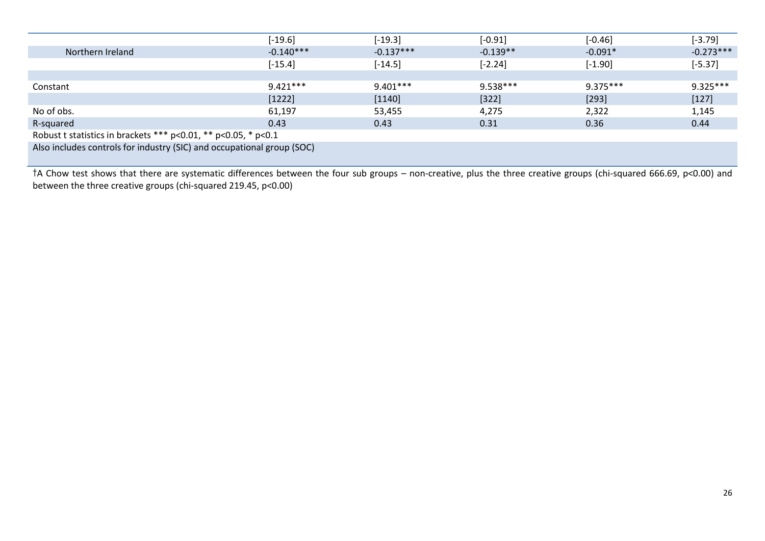| | | | | | |
|---|---|---|---|---|---|
| | [-19.6] | [-19.3] | [-0.91] | [-0.46] | [-3.79] |
| Northern Ireland | -0.140*** | -0.137*** | -0.139** | -0.091* | -0.273*** |
| | [-15.4] | [-14.5] | [-2.24] | [-1.90] | [-5.37] |
| | | | | | |
| Constant | 9.421*** | 9.401*** | 9.538*** | 9.375*** | 9.325*** |
| | [1222] | [1140] | [322] | [293] | [127] |
| No of obs. | 61,197 | 53,455 | 4,275 | 2,322 | 1,145 |
| R-squared | 0.43 | 0.43 | 0.31 | 0.36 | 0.44 |

Robust t statistics in brackets *** p<0.01, ** p<0.05, * p<0.1

Also includes controls for industry (SIC) and occupational group (SOC)

†A Chow test shows that there are systematic differences between the four sub groups – non-creative, plus the three creative groups (chi-squared 666.69, p<0.00) and between the three creative groups (chi-squared 219.45, p<0.00)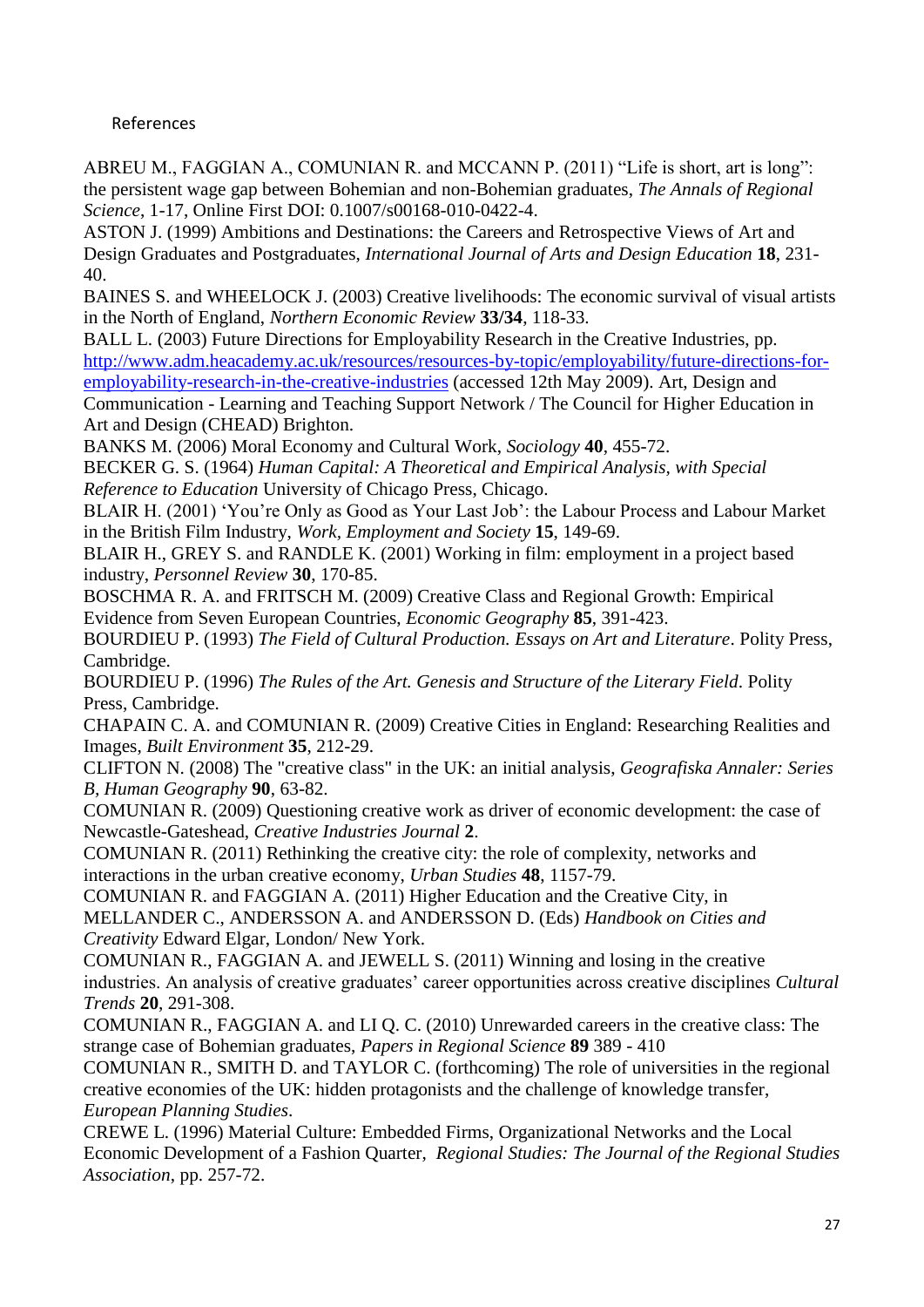# References

ABREU M., FAGGIAN A., COMUNIAN R. and MCCANN P. (2011) "Life is short, art is long": the persistent wage gap between Bohemian and non-Bohemian graduates, *The Annals of Regional Science*, 1-17, Online First DOI: 0.1007/s00168-010-0422-4.

ASTON J. (1999) Ambitions and Destinations: the Careers and Retrospective Views of Art and Design Graduates and Postgraduates, *International Journal of Arts and Design Education* **18**, 231-40.

BAINES S. and WHEELOCK J. (2003) Creative livelihoods: The economic survival of visual artists in the North of England, *Northern Economic Review* **33/34**, 118-33.

BALL L. (2003) Future Directions for Employability Research in the Creative Industries, pp. [http://www.adm.heacademy.ac.uk/resources/resources-by-topic/employability/future-directions-for-employability-research-in-the-creative-industries](http://www.adm.heacademy.ac.uk/resources/resources-by-topic/employability/future-directions-for-employability-research-in-the-creative-industries) (accessed 12th May 2009). Art, Design and Communication - Learning and Teaching Support Network / The Council for Higher Education in Art and Design (CHEAD) Brighton.

BANKS M. (2006) Moral Economy and Cultural Work, *Sociology* **40**, 455-72.

BECKER G. S. (1964) *Human Capital: A Theoretical and Empirical Analysis, with Special Reference to Education* University of Chicago Press, Chicago.

BLAIR H. (2001) 'You're Only as Good as Your Last Job': the Labour Process and Labour Market in the British Film Industry, *Work, Employment and Society* **15**, 149-69.

BLAIR H., GREY S. and RANDLE K. (2001) Working in film: employment in a project based industry, *Personnel Review* **30**, 170-85.

BOSCHMA R. A. and FRITSCH M. (2009) Creative Class and Regional Growth: Empirical Evidence from Seven European Countries, *Economic Geography* **85**, 391-423.

BOURDIEU P. (1993) *The Field of Cultural Production. Essays on Art and Literature*. Polity Press, Cambridge.

BOURDIEU P. (1996) *The Rules of the Art. Genesis and Structure of the Literary Field*. Polity Press, Cambridge.

CHAPAIN C. A. and COMUNIAN R. (2009) Creative Cities in England: Researching Realities and Images, *Built Environment* **35**, 212-29.

CLIFTON N. (2008) The "creative class" in the UK: an initial analysis, *Geografiska Annaler: Series B, Human Geography* **90**, 63-82.

COMUNIAN R. (2009) Questioning creative work as driver of economic development: the case of Newcastle-Gateshead, *Creative Industries Journal* **2**.

COMUNIAN R. (2011) Rethinking the creative city: the role of complexity, networks and interactions in the urban creative economy, *Urban Studies* **48**, 1157-79.

COMUNIAN R. and FAGGIAN A. (2011) Higher Education and the Creative City, in MELLANDER C., ANDERSSON A. and ANDERSSON D. (Eds) *Handbook on Cities and Creativity* Edward Elgar, London/ New York.

COMUNIAN R., FAGGIAN A. and JEWELL S. (2011) Winning and losing in the creative industries. An analysis of creative graduates' career opportunities across creative disciplines *Cultural Trends* **20**, 291-308.

COMUNIAN R., FAGGIAN A. and LI Q. C. (2010) Unrewarded careers in the creative class: The strange case of Bohemian graduates, *Papers in Regional Science* **89** 389 - 410

COMUNIAN R., SMITH D. and TAYLOR C. (forthcoming) The role of universities in the regional creative economies of the UK: hidden protagonists and the challenge of knowledge transfer, *European Planning Studies*.

CREWE L. (1996) Material Culture: Embedded Firms, Organizational Networks and the Local Economic Development of a Fashion Quarter, *Regional Studies: The Journal of the Regional Studies Association*, pp. 257-72.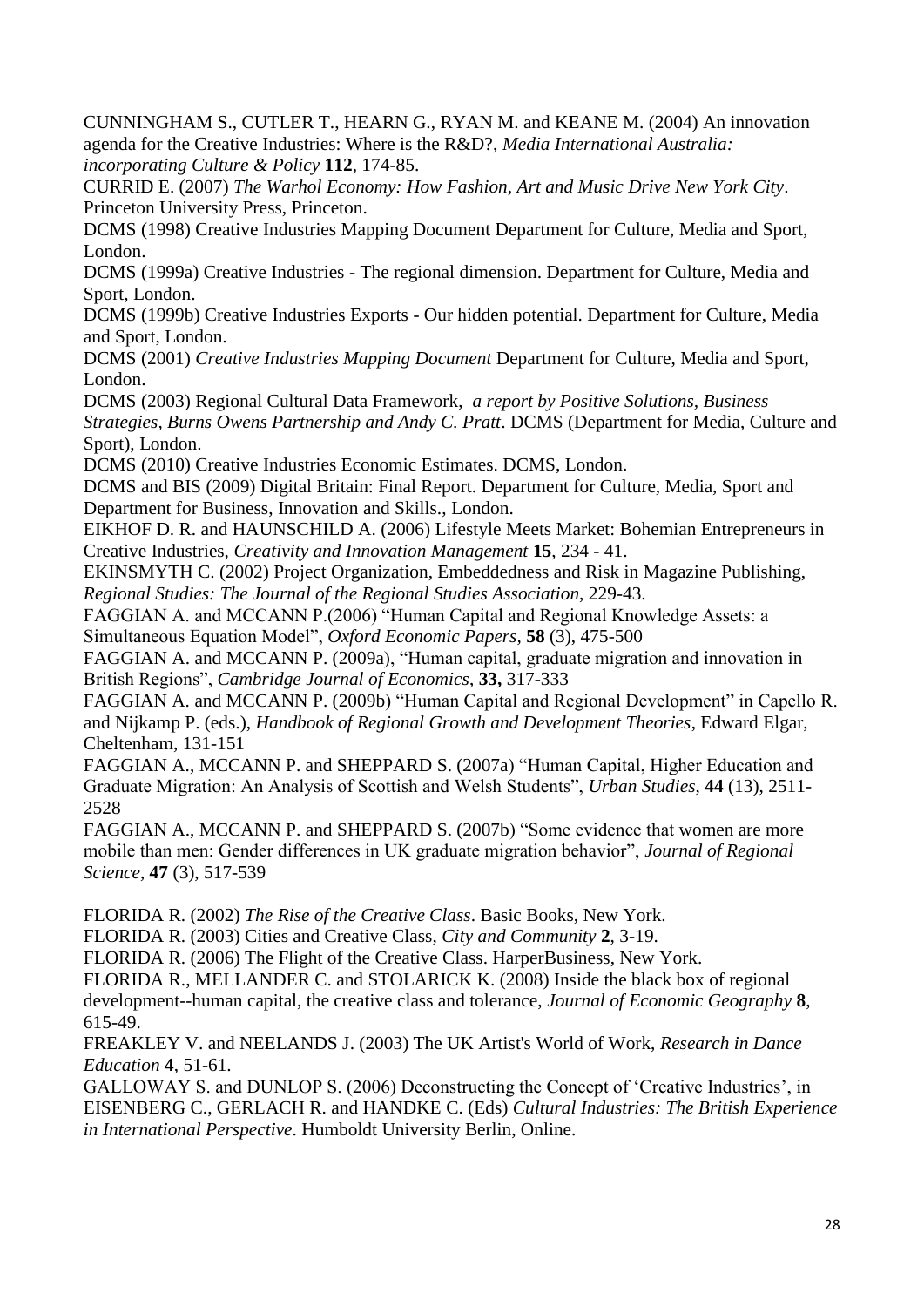CUNNINGHAM S., CUTLER T., HEARN G., RYAN M. and KEANE M. (2004) An innovation agenda for the Creative Industries: Where is the R&D?, *Media International Australia: incorporating Culture & Policy* **112**, 174-85.

CURRID E. (2007) *The Warhol Economy: How Fashion, Art and Music Drive New York City*. Princeton University Press, Princeton.

DCMS (1998) Creative Industries Mapping Document Department for Culture, Media and Sport, London.

DCMS (1999a) Creative Industries - The regional dimension. Department for Culture, Media and Sport, London.

DCMS (1999b) Creative Industries Exports - Our hidden potential. Department for Culture, Media and Sport, London.

DCMS (2001) *Creative Industries Mapping Document* Department for Culture, Media and Sport, London.

DCMS (2003) Regional Cultural Data Framework, *a report by Positive Solutions, Business Strategies, Burns Owens Partnership and Andy C. Pratt*. DCMS (Department for Media, Culture and Sport), London.

DCMS (2010) Creative Industries Economic Estimates. DCMS, London.

DCMS and BIS (2009) Digital Britain: Final Report. Department for Culture, Media, Sport and Department for Business, Innovation and Skills., London.

EIKHOF D. R. and HAUNSCHILD A. (2006) Lifestyle Meets Market: Bohemian Entrepreneurs in Creative Industries, *Creativity and Innovation Management* **15**, 234 - 41.

EKINSMYTH C. (2002) Project Organization, Embeddedness and Risk in Magazine Publishing, *Regional Studies: The Journal of the Regional Studies Association*, 229-43.

FAGGIAN A. and MCCANN P.(2006) "Human Capital and Regional Knowledge Assets: a Simultaneous Equation Model", *Oxford Economic Papers,* **58** (3), 475-500

FAGGIAN A. and MCCANN P. (2009a), "Human capital, graduate migration and innovation in British Regions", *Cambridge Journal of Economics*, **33,** 317-333

FAGGIAN A. and MCCANN P. (2009b) "Human Capital and Regional Development" in Capello R. and Nijkamp P. (eds.), *Handbook of Regional Growth and Development Theories*, Edward Elgar, Cheltenham, 131-151

FAGGIAN A., MCCANN P. and SHEPPARD S. (2007a) "Human Capital, Higher Education and Graduate Migration: An Analysis of Scottish and Welsh Students", *Urban Studies*, **44** (13), 2511-2528

FAGGIAN A., MCCANN P. and SHEPPARD S. (2007b) "Some evidence that women are more mobile than men: Gender differences in UK graduate migration behavior", *Journal of Regional Science*, **47** (3), 517-539

FLORIDA R. (2002) *The Rise of the Creative Class*. Basic Books, New York.

FLORIDA R. (2003) Cities and Creative Class, *City and Community* **2**, 3-19.

FLORIDA R. (2006) The Flight of the Creative Class. HarperBusiness, New York.

FLORIDA R., MELLANDER C. and STOLARICK K. (2008) Inside the black box of regional development--human capital, the creative class and tolerance, *Journal of Economic Geography* **8**, 615-49.

FREAKLEY V. and NEELANDS J. (2003) The UK Artist's World of Work, *Research in Dance Education* **4**, 51-61.

GALLOWAY S. and DUNLOP S. (2006) Deconstructing the Concept of 'Creative Industries', in EISENBERG C., GERLACH R. and HANDKE C. (Eds) *Cultural Industries: The British Experience in International Perspective*. Humboldt University Berlin, Online.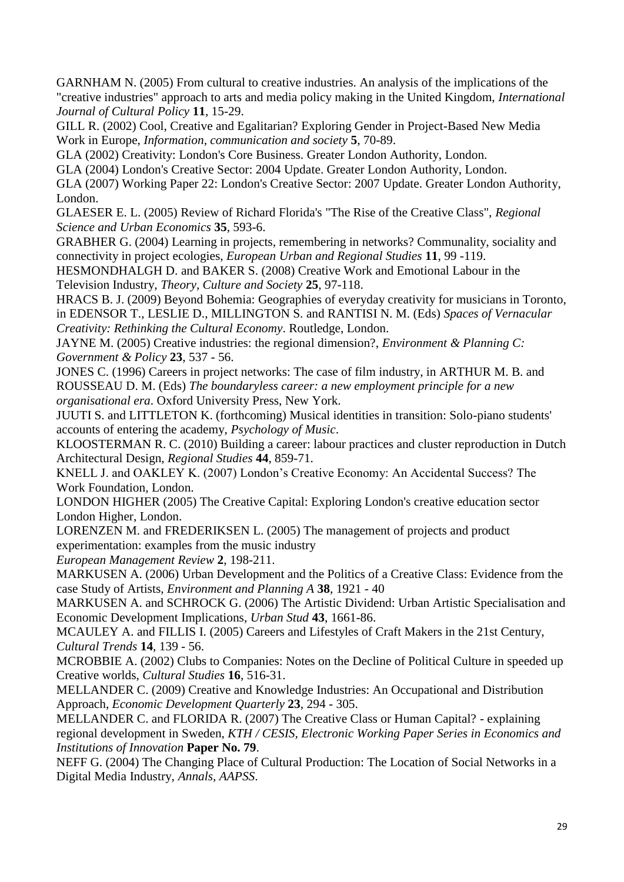GARNHAM N. (2005) From cultural to creative industries. An analysis of the implications of the "creative industries" approach to arts and media policy making in the United Kingdom, *International Journal of Cultural Policy* **11**, 15-29.

GILL R. (2002) Cool, Creative and Egalitarian? Exploring Gender in Project-Based New Media Work in Europe, *Information, communication and society* **5**, 70-89.

GLA (2002) Creativity: London's Core Business. Greater London Authority, London.

GLA (2004) London's Creative Sector: 2004 Update. Greater London Authority, London.

GLA (2007) Working Paper 22: London's Creative Sector: 2007 Update. Greater London Authority, London.

GLAESER E. L. (2005) Review of Richard Florida's "The Rise of the Creative Class", *Regional Science and Urban Economics* **35**, 593-6.

GRABHER G. (2004) Learning in projects, remembering in networks? Communality, sociality and connectivity in project ecologies, *European Urban and Regional Studies* **11**, 99 -119.

HESMONDHALGH D. and BAKER S. (2008) Creative Work and Emotional Labour in the Television Industry, *Theory, Culture and Society* **25**, 97-118.

HRACS B. J. (2009) Beyond Bohemia: Geographies of everyday creativity for musicians in Toronto, in EDENSOR T., LESLIE D., MILLINGTON S. and RANTISI N. M. (Eds) *Spaces of Vernacular Creativity: Rethinking the Cultural Economy*. Routledge, London.

JAYNE M. (2005) Creative industries: the regional dimension?, *Environment & Planning C: Government & Policy* **23**, 537 - 56.

JONES C. (1996) Careers in project networks: The case of film industry, in ARTHUR M. B. and ROUSSEAU D. M. (Eds) *The boundaryless career: a new employment principle for a new organisational era*. Oxford University Press, New York.

JUUTI S. and LITTLETON K. (forthcoming) Musical identities in transition: Solo-piano students' accounts of entering the academy, *Psychology of Music*.

KLOOSTERMAN R. C. (2010) Building a career: labour practices and cluster reproduction in Dutch Architectural Design, *Regional Studies* **44**, 859-71.

KNELL J. and OAKLEY K. (2007) London's Creative Economy: An Accidental Success? The Work Foundation, London.

LONDON HIGHER (2005) The Creative Capital: Exploring London's creative education sector London Higher, London.

LORENZEN M. and FREDERIKSEN L. (2005) The management of projects and product experimentation: examples from the music industry *European Management Review* **2**, 198-211.

MARKUSEN A. (2006) Urban Development and the Politics of a Creative Class: Evidence from the case Study of Artists, *Environment and Planning A* **38**, 1921 - 40

MARKUSEN A. and SCHROCK G. (2006) The Artistic Dividend: Urban Artistic Specialisation and Economic Development Implications, *Urban Stud* **43**, 1661-86.

MCAULEY A. and FILLIS I. (2005) Careers and Lifestyles of Craft Makers in the 21st Century, *Cultural Trends* **14**, 139 - 56.

MCROBBIE A. (2002) Clubs to Companies: Notes on the Decline of Political Culture in speeded up Creative worlds, *Cultural Studies* **16**, 516-31.

MELLANDER C. (2009) Creative and Knowledge Industries: An Occupational and Distribution Approach, *Economic Development Quarterly* **23**, 294 - 305.

MELLANDER C. and FLORIDA R. (2007) The Creative Class or Human Capital? - explaining regional development in Sweden, *KTH / CESIS, Electronic Working Paper Series in Economics and Institutions of Innovation* **Paper No. 79**.

NEFF G. (2004) The Changing Place of Cultural Production: The Location of Social Networks in a Digital Media Industry, *Annals, AAPSS*.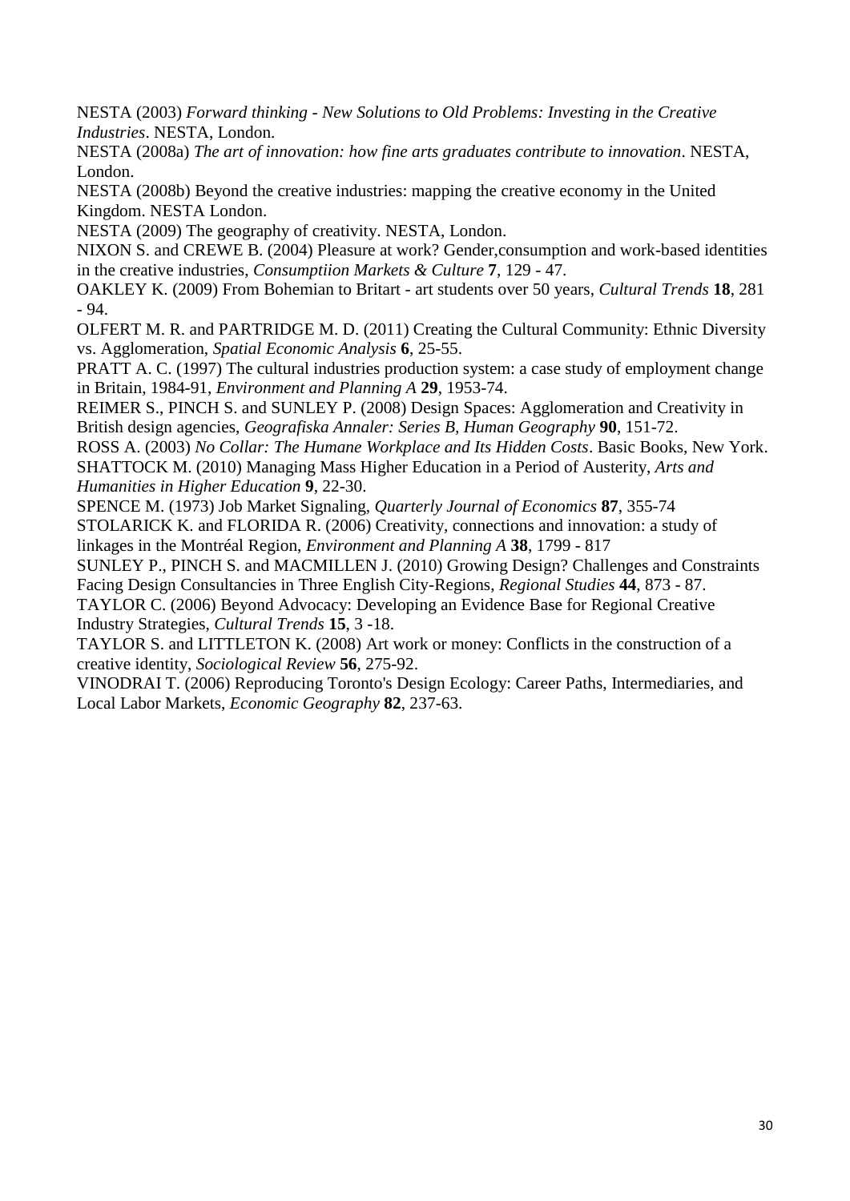NESTA (2003) *Forward thinking - New Solutions to Old Problems: Investing in the Creative Industries*. NESTA, London.

NESTA (2008a) *The art of innovation: how fine arts graduates contribute to innovation*. NESTA, London.

NESTA (2008b) Beyond the creative industries: mapping the creative economy in the United Kingdom. NESTA London.

NESTA (2009) The geography of creativity. NESTA, London.

NIXON S. and CREWE B. (2004) Pleasure at work? Gender,consumption and work-based identities in the creative industries, *Consumptiion Markets & Culture* **7**, 129 - 47.

OAKLEY K. (2009) From Bohemian to Britart - art students over 50 years, *Cultural Trends* **18**, 281 - 94.

OLFERT M. R. and PARTRIDGE M. D. (2011) Creating the Cultural Community: Ethnic Diversity vs. Agglomeration, *Spatial Economic Analysis* **6**, 25-55.

PRATT A. C. (1997) The cultural industries production system: a case study of employment change in Britain, 1984-91, *Environment and Planning A* **29**, 1953-74.

REIMER S., PINCH S. and SUNLEY P. (2008) Design Spaces: Agglomeration and Creativity in British design agencies, *Geografiska Annaler: Series B, Human Geography* **90**, 151-72.

ROSS A. (2003) *No Collar: The Humane Workplace and Its Hidden Costs*. Basic Books, New York.

SHATTOCK M. (2010) Managing Mass Higher Education in a Period of Austerity, *Arts and Humanities in Higher Education* **9**, 22-30.

SPENCE M. (1973) Job Market Signaling, *Quarterly Journal of Economics* **87**, 355-74

STOLARICK K. and FLORIDA R. (2006) Creativity, connections and innovation: a study of linkages in the Montréal Region, *Environment and Planning A* **38**, 1799 - 817

SUNLEY P., PINCH S. and MACMILLEN J. (2010) Growing Design? Challenges and Constraints Facing Design Consultancies in Three English City-Regions, *Regional Studies* **44**, 873 - 87.

TAYLOR C. (2006) Beyond Advocacy: Developing an Evidence Base for Regional Creative Industry Strategies, *Cultural Trends* **15**, 3 -18.

TAYLOR S. and LITTLETON K. (2008) Art work or money: Conflicts in the construction of a creative identity, *Sociological Review* **56**, 275-92.

VINODRAI T. (2006) Reproducing Toronto's Design Ecology: Career Paths, Intermediaries, and Local Labor Markets, *Economic Geography* **82**, 237-63.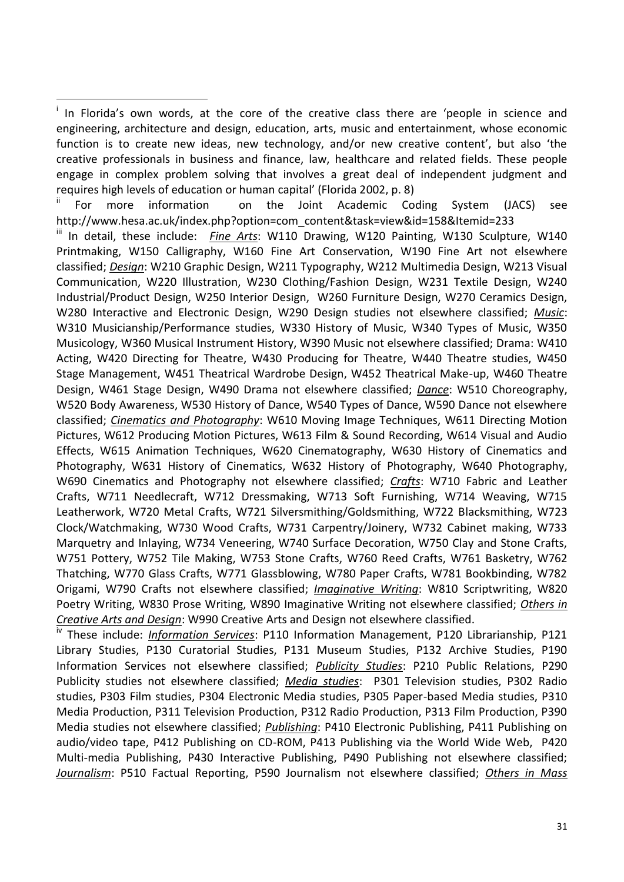[i] In Florida's own words, at the core of the creative class there are 'people in science and engineering, architecture and design, education, arts, music and entertainment, whose economic function is to create new ideas, new technology, and/or new creative content', but also 'the creative professionals in business and finance, law, healthcare and related fields. These people engage in complex problem solving that involves a great deal of independent judgment and requires high levels of education or human capital' (Florida 2002, p. 8)

[ii] For more information on the Joint Academic Coding System (JACS) see http://www.hesa.ac.uk/index.php?option=com_content&task=view&id=158&Itemid=233

[iii] In detail, these include: *Fine Arts*: W110 Drawing, W120 Painting, W130 Sculpture, W140 Printmaking, W150 Calligraphy, W160 Fine Art Conservation, W190 Fine Art not elsewhere classified; *Design*: W210 Graphic Design, W211 Typography, W212 Multimedia Design, W213 Visual Communication, W220 Illustration, W230 Clothing/Fashion Design, W231 Textile Design, W240 Industrial/Product Design, W250 Interior Design, W260 Furniture Design, W270 Ceramics Design, W280 Interactive and Electronic Design, W290 Design studies not elsewhere classified; *Music*: W310 Musicianship/Performance studies, W330 History of Music, W340 Types of Music, W350 Musicology, W360 Musical Instrument History, W390 Music not elsewhere classified; Drama: W410 Acting, W420 Directing for Theatre, W430 Producing for Theatre, W440 Theatre studies, W450 Stage Management, W451 Theatrical Wardrobe Design, W452 Theatrical Make-up, W460 Theatre Design, W461 Stage Design, W490 Drama not elsewhere classified; *Dance*: W510 Choreography, W520 Body Awareness, W530 History of Dance, W540 Types of Dance, W590 Dance not elsewhere classified; *Cinematics and Photography*: W610 Moving Image Techniques, W611 Directing Motion Pictures, W612 Producing Motion Pictures, W613 Film & Sound Recording, W614 Visual and Audio Effects, W615 Animation Techniques, W620 Cinematography, W630 History of Cinematics and Photography, W631 History of Cinematics, W632 History of Photography, W640 Photography, W690 Cinematics and Photography not elsewhere classified; *Crafts*: W710 Fabric and Leather Crafts, W711 Needlecraft, W712 Dressmaking, W713 Soft Furnishing, W714 Weaving, W715 Leatherwork, W720 Metal Crafts, W721 Silversmithing/Goldsmithing, W722 Blacksmithing, W723 Clock/Watchmaking, W730 Wood Crafts, W731 Carpentry/Joinery, W732 Cabinet making, W733 Marquetry and Inlaying, W734 Veneering, W740 Surface Decoration, W750 Clay and Stone Crafts, W751 Pottery, W752 Tile Making, W753 Stone Crafts, W760 Reed Crafts, W761 Basketry, W762 Thatching, W770 Glass Crafts, W771 Glassblowing, W780 Paper Crafts, W781 Bookbinding, W782 Origami, W790 Crafts not elsewhere classified; *Imaginative Writing*: W810 Scriptwriting, W820 Poetry Writing, W830 Prose Writing, W890 Imaginative Writing not elsewhere classified; *Others in Creative Arts and Design*: W990 Creative Arts and Design not elsewhere classified.

[iv] These include: *Information Services*: P110 Information Management, P120 Librarianship, P121 Library Studies, P130 Curatorial Studies, P131 Museum Studies, P132 Archive Studies, P190 Information Services not elsewhere classified; *Publicity Studies*: P210 Public Relations, P290 Publicity studies not elsewhere classified; *Media studies*: P301 Television studies, P302 Radio studies, P303 Film studies, P304 Electronic Media studies, P305 Paper-based Media studies, P310 Media Production, P311 Television Production, P312 Radio Production, P313 Film Production, P390 Media studies not elsewhere classified; *Publishing*: P410 Electronic Publishing, P411 Publishing on audio/video tape, P412 Publishing on CD-ROM, P413 Publishing via the World Wide Web, P420 Multi-media Publishing, P430 Interactive Publishing, P490 Publishing not elsewhere classified; *Journalism*: P510 Factual Reporting, P590 Journalism not elsewhere classified; *Others in Mass*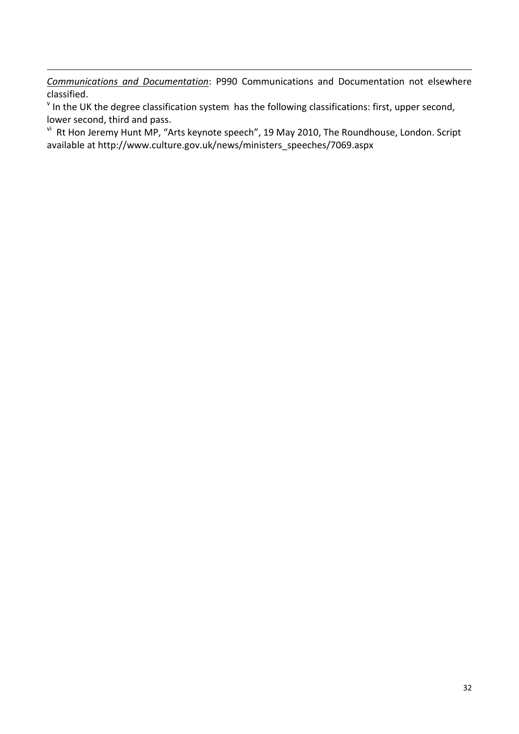*Communications and Documentation*: P990 Communications and Documentation not elsewhere classified.

[v] In the UK the degree classification system has the following classifications: first, upper second, lower second, third and pass.

[vi] Rt Hon Jeremy Hunt MP, "Arts keynote speech", 19 May 2010, The Roundhouse, London. Script available at http://www.culture.gov.uk/news/ministers_speeches/7069.aspx